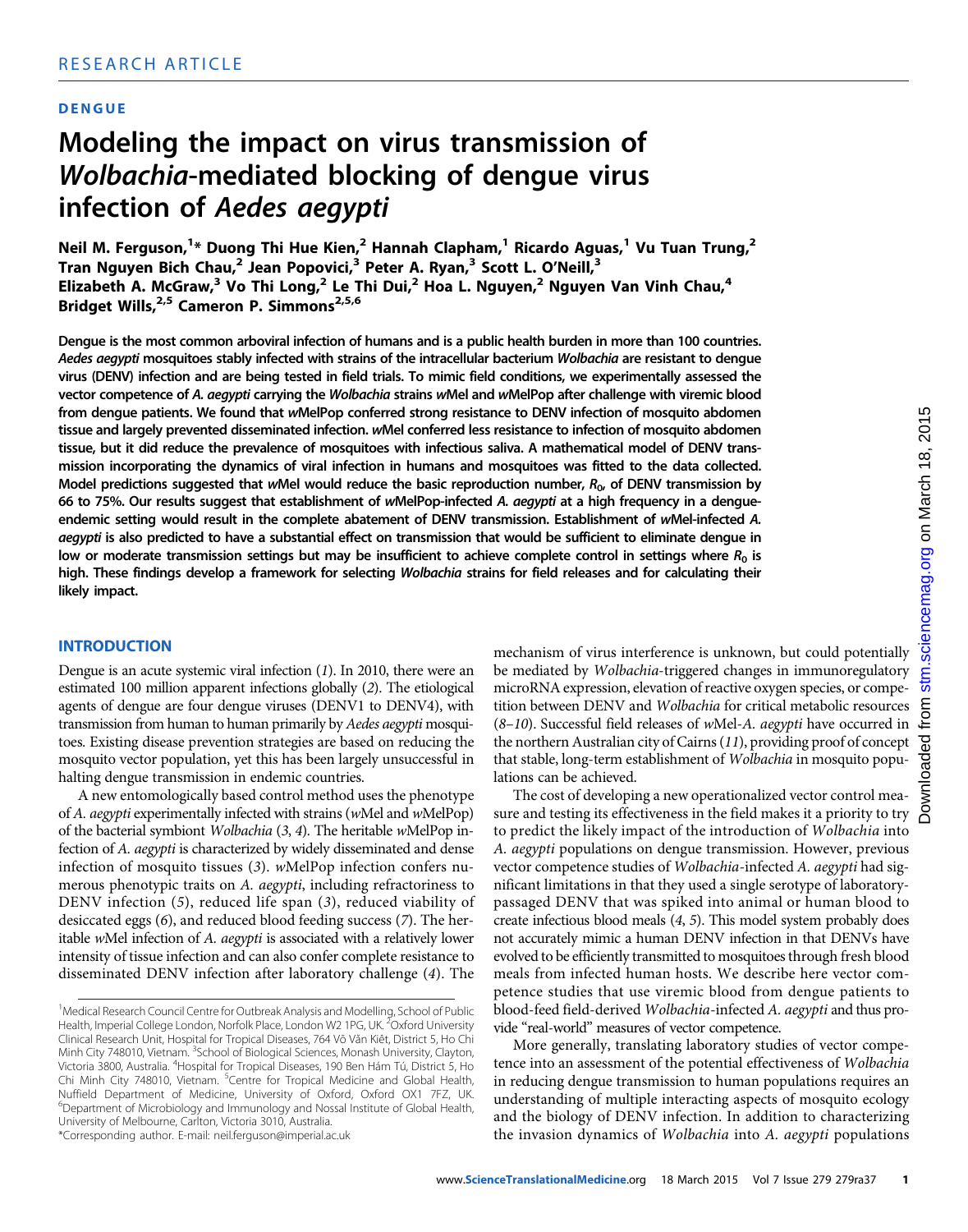RESEARCH ARTICLE

**DENGUE**

# Modeling the impact on virus transmission of *Wolbachia*-mediated blocking of dengue virus infection of *Aedes aegypti*

**Neil M. Ferguson,[1]* Duong Thi Hue Kien,[2] Hannah Clapham,[1] Ricardo Aguas,[1] Vu Tuan Trung,[2] Tran Nguyen Bich Chau,[2] Jean Popovici,[3] Peter A. Ryan,[3] Scott L. O'Neill,[3] Elizabeth A. McGraw,[3] Vo Thi Long,[2] Le Thi Dui,[2] Hoa L. Nguyen,[2] Nguyen Van Vinh Chau,[4] Bridget Wills,[2,5] Cameron P. Simmons[2,5,6]**

**Dengue is the most common arboviral infection of humans and is a public health burden in more than 100 countries. *Aedes aegypti* mosquitoes stably infected with strains of the intracellular bacterium *Wolbachia* are resistant to dengue virus (DENV) infection and are being tested in field trials. To mimic field conditions, we experimentally assessed the vector competence of *A. aegypti* carrying the *Wolbachia* strains *w*Mel and *w*MelPop after challenge with viremic blood from dengue patients. We found that *w*MelPop conferred strong resistance to DENV infection of mosquito abdomen tissue and largely prevented disseminated infection. *w*Mel conferred less resistance to infection of mosquito abdomen tissue, but it did reduce the prevalence of mosquitoes with infectious saliva. A mathematical model of DENV transmission incorporating the dynamics of viral infection in humans and mosquitoes was fitted to the data collected. Model predictions suggested that *w*Mel would reduce the basic reproduction number, $R_0$, of DENV transmission by 66 to 75%. Our results suggest that establishment of *w*MelPop-infected *A. aegypti* at a high frequency in a dengue-endemic setting would result in the complete abatement of DENV transmission. Establishment of *w*Mel-infected *A. aegypti* is also predicted to have a substantial effect on transmission that would be sufficient to eliminate dengue in low or moderate transmission settings but may be insufficient to achieve complete control in settings where $R_0$ is high. These findings develop a framework for selecting *Wolbachia* strains for field releases and for calculating their likely impact.**

## INTRODUCTION

Dengue is an acute systemic viral infection (*1*). In 2010, there were an estimated 100 million apparent infections globally (*2*). The etiological agents of dengue are four dengue viruses (DENV1 to DENV4), with transmission from human to human primarily by *Aedes aegypti* mosquitoes. Existing disease prevention strategies are based on reducing the mosquito vector population, yet this has been largely unsuccessful in halting dengue transmission in endemic countries.

A new entomologically based control method uses the phenotype of *A. aegypti* experimentally infected with strains (*w*Mel and *w*MelPop) of the bacterial symbiont *Wolbachia* (*3*, *4*). The heritable *w*MelPop infection of *A. aegypti* is characterized by widely disseminated and dense infection of mosquito tissues (*3*). *w*MelPop infection confers numerous phenotypic traits on *A. aegypti*, including refractoriness to DENV infection (*5*), reduced life span (*3*), reduced viability of desiccated eggs (*6*), and reduced blood feeding success (*7*). The heritable *w*Mel infection of *A. aegypti* is associated with a relatively lower intensity of tissue infection and can also confer complete resistance to disseminated DENV infection after laboratory challenge (*4*). The mechanism of virus interference is unknown, but could potentially be mediated by *Wolbachia*-triggered changes in immunoregulatory microRNA expression, elevation of reactive oxygen species, or competition between DENV and *Wolbachia* for critical metabolic resources (*8*–*10*). Successful field releases of *w*Mel-*A. aegypti* have occurred in the northern Australian city of Cairns (*11*), providing proof of concept that stable, long-term establishment of *Wolbachia* in mosquito populations can be achieved.

The cost of developing a new operationalized vector control measure and testing its effectiveness in the field makes it a priority to try to predict the likely impact of the introduction of *Wolbachia* into *A. aegypti* populations on dengue transmission. However, previous vector competence studies of *Wolbachia*-infected *A. aegypti* had significant limitations in that they used a single serotype of laboratory-passaged DENV that was spiked into animal or human blood to create infectious blood meals (*4*, *5*). This model system probably does not accurately mimic a human DENV infection in that DENVs have evolved to be efficiently transmitted to mosquitoes through fresh blood meals from infected human hosts. We describe here vector competence studies that use viremic blood from dengue patients to blood-feed field-derived *Wolbachia*-infected *A. aegypti* and thus provide "real-world" measures of vector competence.

More generally, translating laboratory studies of vector competence into an assessment of the potential effectiveness of *Wolbachia* in reducing dengue transmission to human populations requires an understanding of multiple interacting aspects of mosquito ecology and the biology of DENV infection. In addition to characterizing the invasion dynamics of *Wolbachia* into *A. aegypti* populations

[1]Medical Research Council Centre for Outbreak Analysis and Modelling, School of Public Health, Imperial College London, Norfolk Place, London W2 1PG, UK. [2]Oxford University Clinical Research Unit, Hospital for Tropical Diseases, 764 Võ Văn Kiệt, District 5, Ho Chi Minh City 748010, Vietnam. [3]School of Biological Sciences, Monash University, Clayton, Victoria 3800, Australia. [4]Hospital for Tropical Diseases, 190 Ben Hám Tú, District 5, Ho Chi Minh City 748010, Vietnam. [5]Centre for Tropical Medicine and Global Health, Nuffield Department of Medicine, University of Oxford, Oxford OX1 7FZ, UK. [6]Department of Microbiology and Immunology and Nossal Institute of Global Health, University of Melbourne, Carlton, Victoria 3010, Australia.
*Corresponding author. E-mail: neil.ferguson@imperial.ac.uk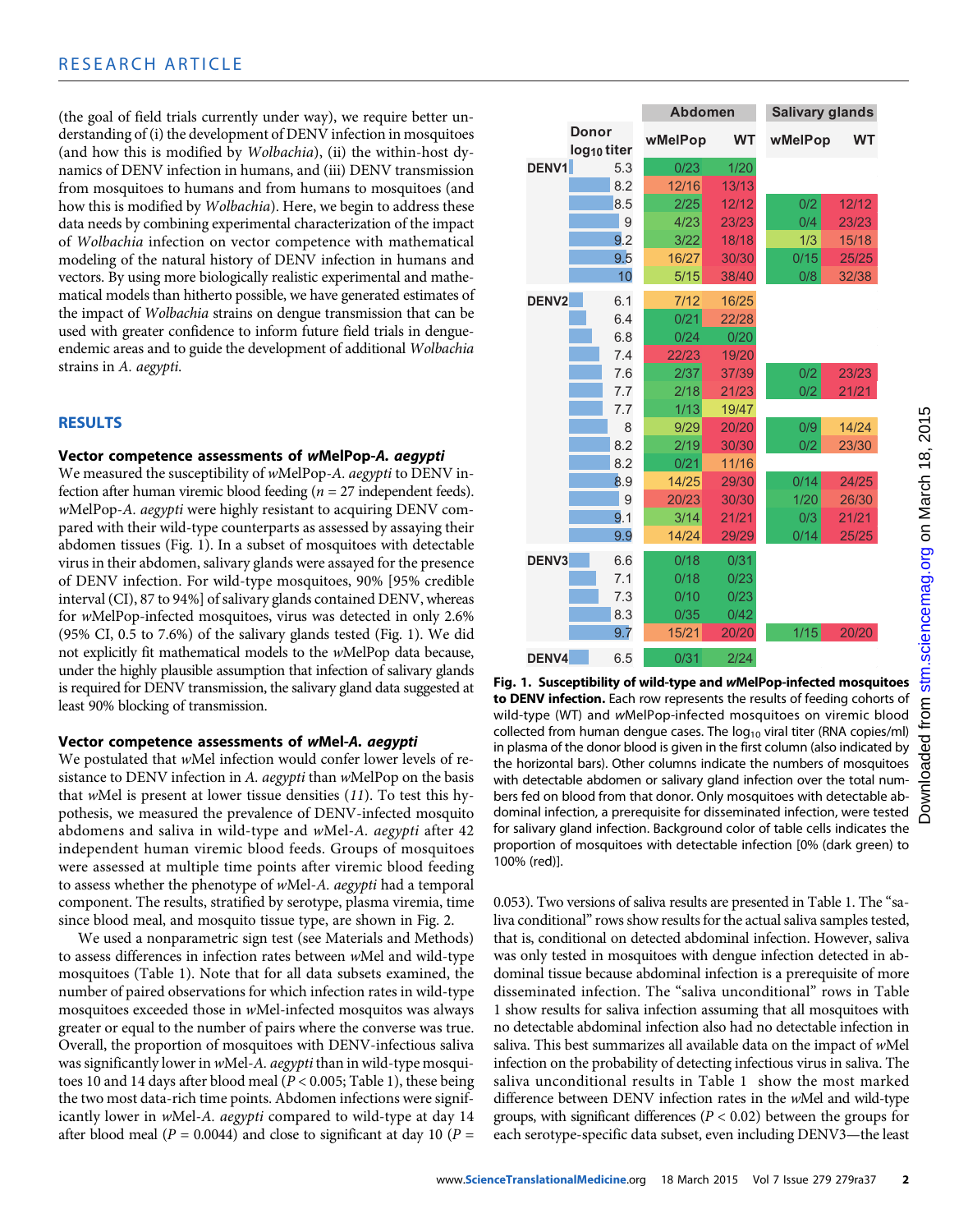(the goal of field trials currently under way), we require better understanding of (i) the development of DENV infection in mosquitoes (and how this is modified by *Wolbachia*), (ii) the within-host dynamics of DENV infection in humans, and (iii) DENV transmission from mosquitoes to humans and from humans to mosquitoes (and how this is modified by *Wolbachia*). Here, we begin to address these data needs by combining experimental characterization of the impact of *Wolbachia* infection on vector competence with mathematical modeling of the natural history of DENV infection in humans and vectors. By using more biologically realistic experimental and mathematical models than hitherto possible, we have generated estimates of the impact of *Wolbachia* strains on dengue transmission that can be used with greater confidence to inform future field trials in dengue-endemic areas and to guide the development of additional *Wolbachia* strains in *A. aegypti*.

## RESULTS

### Vector competence assessments of *w*MelPop-*A. aegypti*

We measured the susceptibility of *w*MelPop-*A. aegypti* to DENV infection after human viremic blood feeding (*n* = 27 independent feeds). *w*MelPop-*A. aegypti* were highly resistant to acquiring DENV compared with their wild-type counterparts as assessed by assaying their abdomen tissues (Fig. 1). In a subset of mosquitoes with detectable virus in their abdomen, salivary glands were assayed for the presence of DENV infection. For wild-type mosquitoes, 90% [95% credible interval (CI), 87 to 94%] of salivary glands contained DENV, whereas for *w*MelPop-infected mosquitoes, virus was detected in only 2.6% (95% CI, 0.5 to 7.6%) of the salivary glands tested (Fig. 1). We did not explicitly fit mathematical models to the *w*MelPop data because, under the highly plausible assumption that infection of salivary glands is required for DENV transmission, the salivary gland data suggested at least 90% blocking of transmission.

### Vector competence assessments of *w*Mel-*A. aegypti*

We postulated that *w*Mel infection would confer lower levels of resistance to DENV infection in *A. aegypti* than *w*MelPop on the basis that *w*Mel is present at lower tissue densities (*11*). To test this hypothesis, we measured the prevalence of DENV-infected mosquito abdomens and saliva in wild-type and *w*Mel-*A. aegypti* after 42 independent human viremic blood feeds. Groups of mosquitoes were assessed at multiple time points after viremic blood feeding to assess whether the phenotype of *w*Mel-*A. aegypti* had a temporal component. The results, stratified by serotype, plasma viremia, time since blood meal, and mosquito tissue type, are shown in Fig. 2.

We used a nonparametric sign test (see Materials and Methods) to assess differences in infection rates between *w*Mel and wild-type mosquitoes (Table 1). Note that for all data subsets examined, the number of paired observations for which infection rates in wild-type mosquitoes exceeded those in *w*Mel-infected mosquitos was always greater or equal to the number of pairs where the converse was true. Overall, the proportion of mosquitoes with DENV-infectious saliva was significantly lower in *w*Mel-*A. aegypti* than in wild-type mosquitoes 10 and 14 days after blood meal ($P < 0.005$; Table 1), these being the two most data-rich time points. Abdomen infections were significantly lower in *w*Mel-*A. aegypti* compared to wild-type at day 14 after blood meal ($P = 0.0044$) and close to significant at day 10 ($P = 0.053$). Two versions of saliva results are presented in Table 1. The "saliva conditional" rows show results for the actual saliva samples tested, that is, conditional on detected abdominal infection. However, saliva was only tested in mosquitoes with dengue infection detected in abdominal tissue because abdominal infection is a prerequisite of more disseminated infection. The "saliva unconditional" rows in Table 1 show results for saliva infection assuming that all mosquitoes with no detectable abdominal infection also had no detectable infection in saliva. This best summarizes all available data on the impact of *w*Mel infection on the probability of detecting infectious virus in saliva. The saliva unconditional results in Table 1 show the most marked difference between DENV infection rates in the *w*Mel and wild-type groups, with significant differences ($P < 0.02$) between the groups for each serotype-specific data subset, even including DENV3—the least

| Serotype | Donor $\log_{10}$ titer | Abdomen *w*MelPop | Abdomen WT | Salivary glands *w*MelPop | Salivary glands WT |
|---|---|---|---|---|---|
| DENV1 | 5.3 | 0/23 | 1/20 | | |
| | 8.2 | 12/16 | 13/13 | | |
| | 8.5 | 2/25 | 12/12 | 0/2 | 12/12 |
| | 9 | 4/23 | 23/23 | 0/4 | 23/23 |
| | 9.2 | 3/22 | 18/18 | 1/3 | 15/18 |
| | 9.5 | 16/27 | 30/30 | 0/15 | 25/25 |
| | 10 | 5/15 | 38/40 | 0/8 | 32/38 |
| DENV2 | 6.1 | 7/12 | 16/25 | | |
| | 6.4 | 0/21 | 22/28 | | |
| | 6.8 | 0/24 | 0/20 | | |
| | 7.4 | 22/23 | 19/20 | | |
| | 7.6 | 2/37 | 37/39 | 0/2 | 23/23 |
| | 7.7 | 2/18 | 21/23 | 0/2 | 21/21 |
| | 7.7 | 1/13 | 19/47 | | |
| | 8 | 9/29 | 20/20 | 0/9 | 14/24 |
| | 8.2 | 2/19 | 30/30 | 0/2 | 23/30 |
| | 8.2 | 0/21 | 11/16 | | |
| | 8.9 | 14/25 | 29/30 | 0/14 | 24/25 |
| | 9 | 20/23 | 30/30 | 1/20 | 26/30 |
| | 9.1 | 3/14 | 21/21 | 0/3 | 21/21 |
| | 9.9 | 14/24 | 29/29 | 0/14 | 25/25 |
| DENV3 | 6.6 | 0/18 | 0/31 | | |
| | 7.1 | 0/18 | 0/23 | | |
| | 7.3 | 0/10 | 0/23 | | |
| | 8.3 | 0/35 | 0/42 | | |
| | 9.7 | 15/21 | 20/20 | 1/15 | 20/20 |
| DENV4 | 6.5 | 0/31 | 2/24 | | |

**Fig. 1. Susceptibility of wild-type and *w*MelPop-infected mosquitoes to DENV infection.** Each row represents the results of feeding cohorts of wild-type (WT) and *w*MelPop-infected mosquitoes on viremic blood collected from human dengue cases. The $\log_{10}$ viral titer (RNA copies/ml) in plasma of the donor blood is given in the first column (also indicated by the horizontal bars). Other columns indicate the numbers of mosquitoes with detectable abdomen or salivary gland infection over the total numbers fed on blood from that donor. Only mosquitoes with detectable abdominal infection, a prerequisite for disseminated infection, were tested for salivary gland infection. Background color of table cells indicates the proportion of mosquitoes with detectable infection [0% (dark green) to 100% (red)].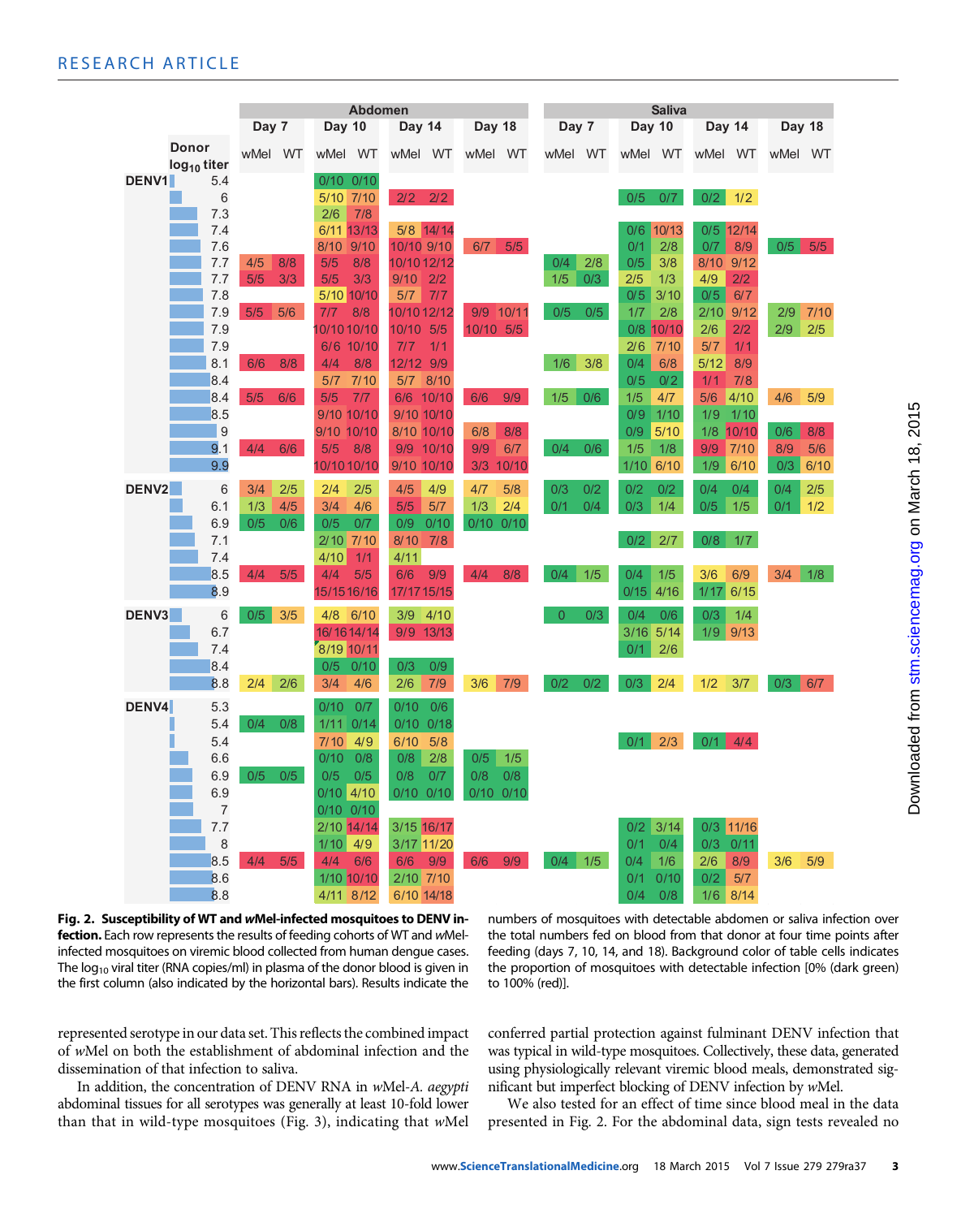| | Donor $\log_{10}$ titer | Abdomen Day 7 | | Abdomen Day 10 | | Abdomen Day 14 | | Abdomen Day 18 | | Saliva Day 7 | | Saliva Day 10 | | Saliva Day 14 | | Saliva Day 18 | |
|---|---|---|---|---|---|---|---|---|---|---|---|---|---|---|---|---|---|
| | | wMel | WT | wMel | WT | wMel | WT | wMel | WT | wMel | WT | wMel | WT | wMel | WT | wMel | WT |
| DENV1 | 5.4 | | | 0/10 | 0/10 | | | | | | | | | | | | |
| | 6 | | | 5/10 | 7/10 | 2/2 | 2/2 | | | | | 0/5 | 0/7 | 0/2 | 1/2 | | |
| | 7.3 | | | 2/6 | 7/8 | | | | | | | | | | | | |
| | 7.4 | | | 6/11 | 13/13 | 5/8 | 14/14 | | | | | 0/6 | 10/13 | 0/5 | 12/14 | | |
| | 7.6 | | | 8/10 | 9/10 | 10/10 | 9/10 | 6/7 | 5/5 | | | 0/1 | 2/8 | 0/7 | 8/9 | 0/5 | 5/5 |
| | 7.7 | 4/5 | 8/8 | 5/5 | 8/8 | 10/10 | 12/12 | | | 0/4 | 2/8 | 0/5 | 3/8 | 8/10 | 9/12 | | |
| | 7.7 | 5/5 | 3/3 | 5/5 | 3/3 | 9/10 | 2/2 | | | 1/5 | 0/3 | 2/5 | 1/3 | 4/9 | 2/2 | | |
| | 7.8 | | | 5/10 | 10/10 | 5/7 | 7/7 | | | | | 0/5 | 3/10 | 0/5 | 6/7 | | |
| | 7.9 | 5/5 | 5/6 | 7/7 | 8/8 | 10/10 | 12/12 | 9/9 | 10/11 | 0/5 | 0/5 | 1/7 | 2/8 | 2/10 | 9/12 | 2/9 | 7/10 |
| | 7.9 | | | 10/10 | 10/10 | 10/10 | 5/5 | 10/10 | 5/5 | | | 0/8 | 10/10 | 2/6 | 2/2 | 2/9 | 2/5 |
| | 7.9 | | | 6/6 | 10/10 | 7/7 | 1/1 | | | | | 2/6 | 7/10 | 5/7 | 1/1 | | |
| | 8.1 | 6/6 | 8/8 | 4/4 | 8/8 | 12/12 | 9/9 | | | 1/6 | 3/8 | 0/4 | 6/8 | 5/12 | 8/9 | | |
| | 8.4 | | | 5/7 | 7/10 | 5/7 | 8/10 | | | | | 0/5 | 0/2 | 1/1 | 7/8 | | |
| | 8.4 | 5/5 | 6/6 | 5/5 | 7/7 | 6/6 | 10/10 | 6/6 | 9/9 | 1/5 | 0/6 | 1/5 | 4/7 | 5/6 | 4/10 | 4/6 | 5/9 |
| | 8.5 | | | 9/10 | 10/10 | 9/10 | 10/10 | | | | | 0/9 | 1/10 | 1/9 | 1/10 | | |
| | 9 | | | 9/10 | 10/10 | 8/10 | 10/10 | 6/8 | 8/8 | | | 0/9 | 5/10 | 1/8 | 10/10 | 0/6 | 8/8 |
| | 9.1 | 4/4 | 6/6 | 5/5 | 8/8 | 9/9 | 10/10 | 9/9 | 6/7 | 0/4 | 0/6 | 1/5 | 1/8 | 9/9 | 7/10 | 8/9 | 5/6 |
| | 9.9 | | | 10/10 | 10/10 | 9/10 | 10/10 | 3/3 | 10/10 | | | 1/10 | 6/10 | 1/9 | 6/10 | 0/3 | 6/10 |
| DENV2 | 6 | 3/4 | 2/5 | 2/4 | 2/5 | 4/5 | 4/9 | 4/7 | 5/8 | 0/3 | 0/2 | 0/2 | 0/2 | 0/4 | 0/4 | 0/4 | 2/5 |
| | 6.1 | 1/3 | 4/5 | 3/4 | 4/6 | 5/5 | 5/7 | 1/3 | 2/4 | 0/1 | 0/4 | 0/3 | 1/4 | 0/5 | 1/5 | 0/1 | 1/2 |
| | 6.9 | 0/5 | 0/6 | 0/5 | 0/7 | 0/9 | 0/10 | 0/10 | 0/10 | | | | | | | | |
| | 7.1 | | | 2/10 | 7/10 | 8/10 | 7/8 | | | | | 0/2 | 2/7 | 0/8 | 1/7 | | |
| | 7.4 | | | 4/10 | 1/1 | 4/11 | | | | | | | | | | | |
| | 8.5 | 4/4 | 5/5 | 4/4 | 5/5 | 6/6 | 9/9 | 4/4 | 8/8 | 0/4 | 1/5 | 0/4 | 1/5 | 3/6 | 6/9 | 3/4 | 1/8 |
| | 8.9 | | | 15/15 | 16/16 | 17/17 | 15/15 | | | | | 0/15 | 4/16 | 1/17 | 6/15 | | |
| DENV3 | 6 | 0/5 | 3/5 | 4/8 | 6/10 | 3/9 | 4/10 | | | 0 | 0/3 | 0/4 | 0/6 | 0/3 | 1/4 | | |
| | 6.7 | | | 16/16 | 14/14 | 9/9 | 13/13 | | | | | 3/16 | 5/14 | 1/9 | 9/13 | | |
| | 7.4 | | | 8/19 | 10/11 | | | | | | | 0/1 | 2/6 | | | | |
| | 8.4 | | | 0/5 | 0/10 | 0/3 | 0/9 | | | | | | | | | | |
| | 8.8 | 2/4 | 2/6 | 3/4 | 4/6 | 2/6 | 7/9 | 3/6 | 7/9 | 0/2 | 0/2 | 0/3 | 2/4 | 1/2 | 3/7 | 0/3 | 6/7 |
| DENV4 | 5.3 | | | 0/10 | 0/7 | 0/10 | 0/6 | | | | | | | | | | |
| | 5.4 | 0/4 | 0/8 | 1/11 | 0/14 | 0/10 | 0/18 | | | | | | | | | | |
| | 5.4 | | | 7/10 | 4/9 | 6/10 | 5/8 | | | | | 0/1 | 2/3 | 0/1 | 4/4 | | |
| | 6.6 | | | 0/10 | 0/8 | 0/8 | 2/8 | 0/5 | 1/5 | | | | | | | | |
| | 6.9 | 0/5 | 0/5 | 0/5 | 0/5 | 0/8 | 0/7 | 0/8 | 0/8 | | | | | | | | |
| | 6.9 | | | 0/10 | 4/10 | 0/10 | 0/10 | 0/10 | 0/10 | | | | | | | | |
| | 7 | | | 0/10 | 0/10 | | | | | | | | | | | | |
| | 7.7 | | | 2/10 | 14/14 | 3/15 | 16/17 | | | | | 0/2 | 3/14 | 0/3 | 11/16 | | |
| | 8 | | | 1/10 | 4/9 | 3/17 | 11/20 | | | | | 0/1 | 0/4 | 0/3 | 0/11 | | |
| | 8.5 | 4/4 | 5/5 | 4/4 | 6/6 | 6/6 | 9/9 | 6/6 | 9/9 | 0/4 | 1/5 | 0/4 | 1/6 | 2/6 | 8/9 | 3/6 | 5/9 |
| | 8.6 | | | 1/10 | 10/10 | 2/10 | 7/10 | | | | | 0/1 | 0/10 | 0/2 | 5/7 | | |
| | 8.8 | | | 4/11 | 8/12 | 6/10 | 14/18 | | | | | 0/4 | 0/8 | 1/6 | 8/14 | | |

**Fig. 2. Susceptibility of WT and *w*Mel-infected mosquitoes to DENV infection.** Each row represents the results of feeding cohorts of WT and *w*Mel-infected mosquitoes on viremic blood collected from human dengue cases. The $\log_{10}$ viral titer (RNA copies/ml) in plasma of the donor blood is given in the first column (also indicated by the horizontal bars). Results indicate the numbers of mosquitoes with detectable abdomen or saliva infection over the total numbers fed on blood from that donor at four time points after feeding (days 7, 10, 14, and 18). Background color of table cells indicates the proportion of mosquitoes with detectable infection [0% (dark green) to 100% (red)].

represented serotype in our data set. This reflects the combined impact of *w*Mel on both the establishment of abdominal infection and the dissemination of that infection to saliva.

In addition, the concentration of DENV RNA in *w*Mel-*A. aegypti* abdominal tissues for all serotypes was generally at least 10-fold lower than that in wild-type mosquitoes (Fig. 3), indicating that *w*Mel conferred partial protection against fulminant DENV infection that was typical in wild-type mosquitoes. Collectively, these data, generated using physiologically relevant viremic blood meals, demonstrated significant but imperfect blocking of DENV infection by *w*Mel.

We also tested for an effect of time since blood meal in the data presented in Fig. 2. For the abdominal data, sign tests revealed no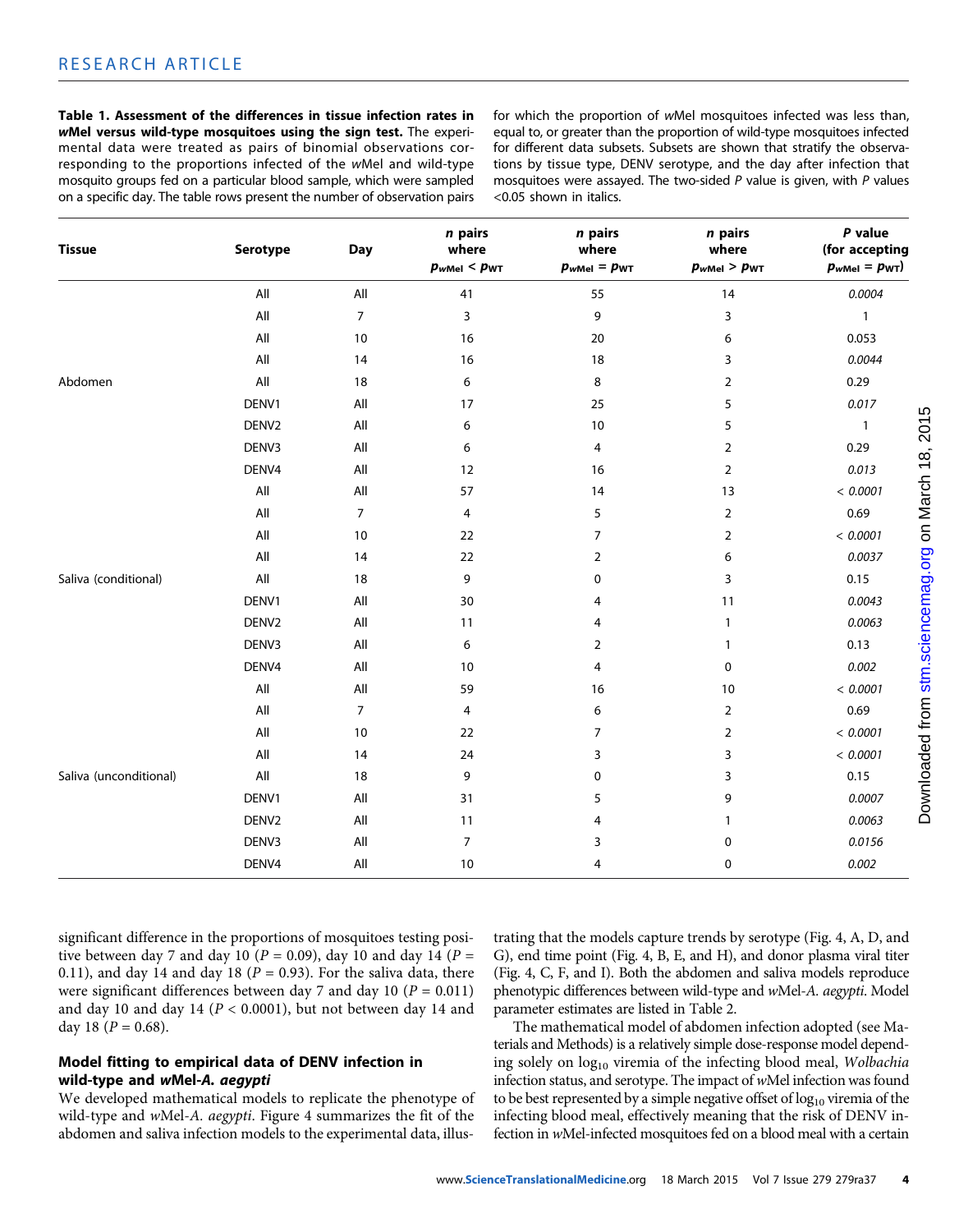**Table 1. Assessment of the differences in tissue infection rates in *w*Mel versus wild-type mosquitoes using the sign test.** The experimental data were treated as pairs of binomial observations corresponding to the proportions infected of the *w*Mel and wild-type mosquito groups fed on a particular blood sample, which were sampled on a specific day. The table rows present the number of observation pairs for which the proportion of *w*Mel mosquitoes infected was less than, equal to, or greater than the proportion of wild-type mosquitoes infected for different data subsets. Subsets are shown that stratify the observations by tissue type, DENV serotype, and the day after infection that mosquitoes were assayed. The two-sided *P* value is given, with *P* values <0.05 shown in italics.

| Tissue | Serotype | Day | *n* pairs where $p_{wMel} < p_{WT}$ | *n* pairs where $p_{wMel} = p_{WT}$ | *n* pairs where $p_{wMel} > p_{WT}$ | *P* value (for accepting $p_{wMel} = p_{WT}$) |
|---|---|---|---|---|---|---|
| | All | All | 41 | 55 | 14 | *0.0004* |
| | All | 7 | 3 | 9 | 3 | 1 |
| | All | 10 | 16 | 20 | 6 | 0.053 |
| | All | 14 | 16 | 18 | 3 | *0.0044* |
| Abdomen | All | 18 | 6 | 8 | 2 | 0.29 |
| | DENV1 | All | 17 | 25 | 5 | *0.017* |
| | DENV2 | All | 6 | 10 | 5 | 1 |
| | DENV3 | All | 6 | 4 | 2 | 0.29 |
| | DENV4 | All | 12 | 16 | 2 | *0.013* |
| | All | All | 57 | 14 | 13 | *< 0.0001* |
| | All | 7 | 4 | 5 | 2 | 0.69 |
| | All | 10 | 22 | 7 | 2 | *< 0.0001* |
| | All | 14 | 22 | 2 | 6 | *0.0037* |
| Saliva (conditional) | All | 18 | 9 | 0 | 3 | 0.15 |
| | DENV1 | All | 30 | 4 | 11 | *0.0043* |
| | DENV2 | All | 11 | 4 | 1 | *0.0063* |
| | DENV3 | All | 6 | 2 | 1 | 0.13 |
| | DENV4 | All | 10 | 4 | 0 | *0.002* |
| | All | All | 59 | 16 | 10 | *< 0.0001* |
| | All | 7 | 4 | 6 | 2 | 0.69 |
| | All | 10 | 22 | 7 | 2 | *< 0.0001* |
| | All | 14 | 24 | 3 | 3 | *< 0.0001* |
| Saliva (unconditional) | All | 18 | 9 | 0 | 3 | 0.15 |
| | DENV1 | All | 31 | 5 | 9 | *0.0007* |
| | DENV2 | All | 11 | 4 | 1 | *0.0063* |
| | DENV3 | All | 7 | 3 | 0 | *0.0156* |
| | DENV4 | All | 10 | 4 | 0 | *0.002* |

significant difference in the proportions of mosquitoes testing positive between day 7 and day 10 ($P = 0.09$), day 10 and day 14 ($P = 0.11$), and day 14 and day 18 ($P = 0.93$). For the saliva data, there were significant differences between day 7 and day 10 ($P = 0.011$) and day 10 and day 14 ($P < 0.0001$), but not between day 14 and day 18 ($P = 0.68$).

### Model fitting to empirical data of DENV infection in wild-type and *w*Mel-*A. aegypti*

We developed mathematical models to replicate the phenotype of wild-type and *w*Mel-*A. aegypti*. Figure 4 summarizes the fit of the abdomen and saliva infection models to the experimental data, illustrating that the models capture trends by serotype (Fig. 4, A, D, and G), end time point (Fig. 4, B, E, and H), and donor plasma viral titer (Fig. 4, C, F, and I). Both the abdomen and saliva models reproduce phenotypic differences between wild-type and *w*Mel-*A. aegypti*. Model parameter estimates are listed in Table 2.

The mathematical model of abdomen infection adopted (see Materials and Methods) is a relatively simple dose-response model depending solely on $\log_{10}$ viremia of the infecting blood meal, *Wolbachia* infection status, and serotype. The impact of *w*Mel infection was found to be best represented by a simple negative offset of $\log_{10}$ viremia of the infecting blood meal, effectively meaning that the risk of DENV infection in *w*Mel-infected mosquitoes fed on a blood meal with a certain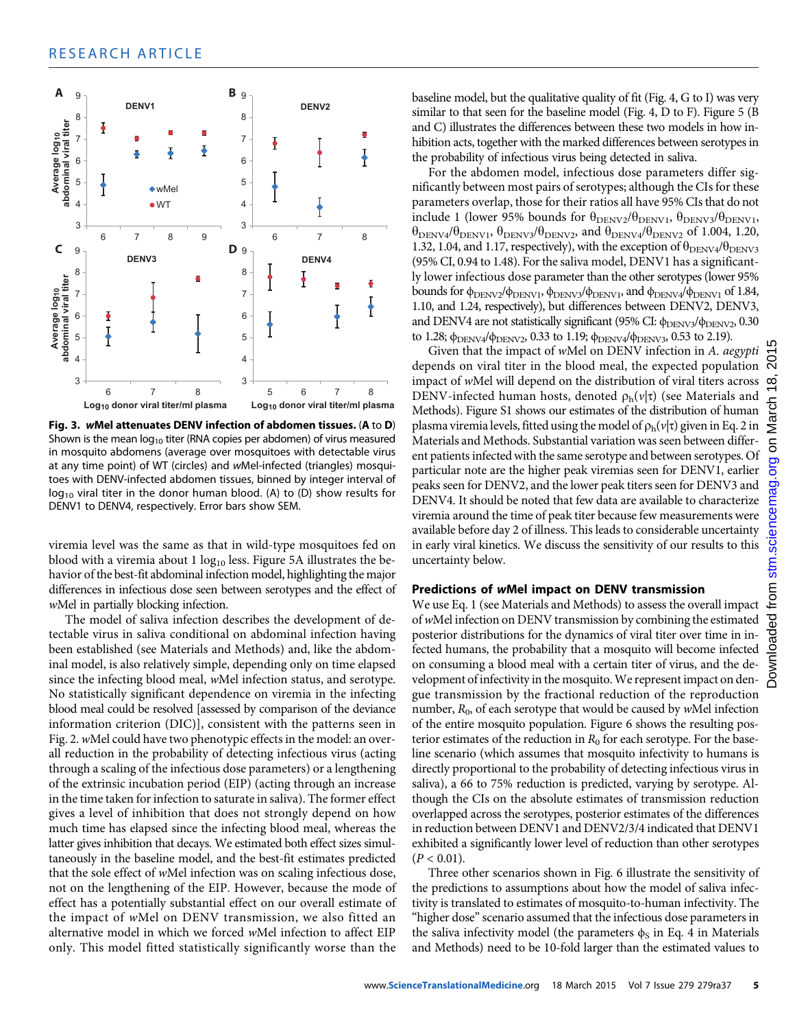**Fig. 3.** ***w*****Mel attenuates DENV infection of abdomen tissues.** (**A** to **D**) Shown is the mean $\log_{10}$ titer (RNA copies per abdomen) of virus measured in mosquito abdomens (average over mosquitoes with detectable virus at any time point) of WT (circles) and *w*Mel-infected (triangles) mosquitoes with DENV-infected abdomen tissues, binned by integer interval of $\log_{10}$ viral titer in the donor human blood. (A) to (D) show results for DENV1 to DENV4, respectively. Error bars show SEM.

viremia level was the same as that in wild-type mosquitoes fed on blood with a viremia about 1 $\log_{10}$ less. Figure 5A illustrates the behavior of the best-fit abdominal infection model, highlighting the major differences in infectious dose seen between serotypes and the effect of *w*Mel in partially blocking infection.

The model of saliva infection describes the development of detectable virus in saliva conditional on abdominal infection having been established (see Materials and Methods) and, like the abdominal model, is also relatively simple, depending only on time elapsed since the infecting blood meal, *w*Mel infection status, and serotype. No statistically significant dependence on viremia in the infecting blood meal could be resolved [assessed by comparison of the deviance information criterion (DIC)], consistent with the patterns seen in Fig. 2. *w*Mel could have two phenotypic effects in the model: an overall reduction in the probability of detecting infectious virus (acting through a scaling of the infectious dose parameters) or a lengthening of the extrinsic incubation period (EIP) (acting through an increase in the time taken for infection to saturate in saliva). The former effect gives a level of inhibition that does not strongly depend on how much time has elapsed since the infecting blood meal, whereas the latter gives inhibition that decays. We estimated both effect sizes simultaneously in the baseline model, and the best-fit estimates predicted that the sole effect of *w*Mel infection was on scaling infectious dose, not on the lengthening of the EIP. However, because the mode of effect has a potentially substantial effect on our overall estimate of the impact of *w*Mel on DENV transmission, we also fitted an alternative model in which we forced *w*Mel infection to affect EIP only. This model fitted statistically significantly worse than the baseline model, but the qualitative quality of fit (Fig. 4, G to I) was very similar to that seen for the baseline model (Fig. 4, D to F). Figure 5 (B and C) illustrates the differences between these two models in how inhibition acts, together with the marked differences between serotypes in the probability of infectious virus being detected in saliva.

For the abdomen model, infectious dose parameters differ significantly between most pairs of serotypes; although the CIs for these parameters overlap, those for their ratios all have 95% CIs that do not include 1 (lower 95% bounds for $\theta_{DENV2}/\theta_{DENV1}$, $\theta_{DENV3}/\theta_{DENV1}$, $\theta_{DENV4}/\theta_{DENV1}$, $\theta_{DENV3}/\theta_{DENV2}$, and $\theta_{DENV4}/\theta_{DENV2}$ of 1.004, 1.20, 1.32, 1.04, and 1.17, respectively), with the exception of $\theta_{DENV4}/\theta_{DENV3}$ (95% CI, 0.94 to 1.48). For the saliva model, DENV1 has a significantly lower infectious dose parameter than the other serotypes (lower 95% bounds for $\phi_{DENV2}/\phi_{DENV1}$, $\phi_{DENV3}/\phi_{DENV1}$, and $\phi_{DENV4}/\phi_{DENV1}$ of 1.84, 1.10, and 1.24, respectively), but differences between DENV2, DENV3, and DENV4 are not statistically significant (95% CI: $\phi_{DENV3}/\phi_{DENV2}$, 0.30 to 1.28; $\phi_{DENV4}/\phi_{DENV2}$, 0.33 to 1.19; $\phi_{DENV4}/\phi_{DENV3}$, 0.53 to 2.19).

Given that the impact of *w*Mel on DENV infection in *A. aegypti* depends on viral titer in the blood meal, the expected population impact of *w*Mel will depend on the distribution of viral titers across DENV-infected human hosts, denoted $\rho_h(v|\tau)$ (see Materials and Methods). Figure S1 shows our estimates of the distribution of human plasma viremia levels, fitted using the model of $\rho_h(v|\tau)$ given in Eq. 2 in Materials and Methods. Substantial variation was seen between different patients infected with the same serotype and between serotypes. Of particular note are the higher peak viremias seen for DENV1, earlier peaks seen for DENV2, and the lower peak titers seen for DENV3 and DENV4. It should be noted that few data are available to characterize viremia around the time of peak titer because few measurements were available before day 2 of illness. This leads to considerable uncertainty in early viral kinetics. We discuss the sensitivity of our results to this uncertainty below.

### Predictions of *w*Mel impact on DENV transmission

We use Eq. 1 (see Materials and Methods) to assess the overall impact of *w*Mel infection on DENV transmission by combining the estimated posterior distributions for the dynamics of viral titer over time in infected humans, the probability that a mosquito will become infected on consuming a blood meal with a certain titer of virus, and the development of infectivity in the mosquito. We represent impact on dengue transmission by the fractional reduction of the reproduction number, $R_0$, of each serotype that would be caused by *w*Mel infection of the entire mosquito population. Figure 6 shows the resulting posterior estimates of the reduction in $R_0$ for each serotype. For the baseline scenario (which assumes that mosquito infectivity to humans is directly proportional to the probability of detecting infectious virus in saliva), a 66 to 75% reduction is predicted, varying by serotype. Although the CIs on the absolute estimates of transmission reduction overlapped across the serotypes, posterior estimates of the differences in reduction between DENV1 and DENV2/3/4 indicated that DENV1 exhibited a significantly lower level of reduction than other serotypes ($P < 0.01$).

Three other scenarios shown in Fig. 6 illustrate the sensitivity of the predictions to assumptions about how the model of saliva infectivity is translated to estimates of mosquito-to-human infectivity. The "higher dose" scenario assumed that the infectious dose parameters in the saliva infectivity model (the parameters $\phi_S$ in Eq. 4 in Materials and Methods) need to be 10-fold larger than the estimated values to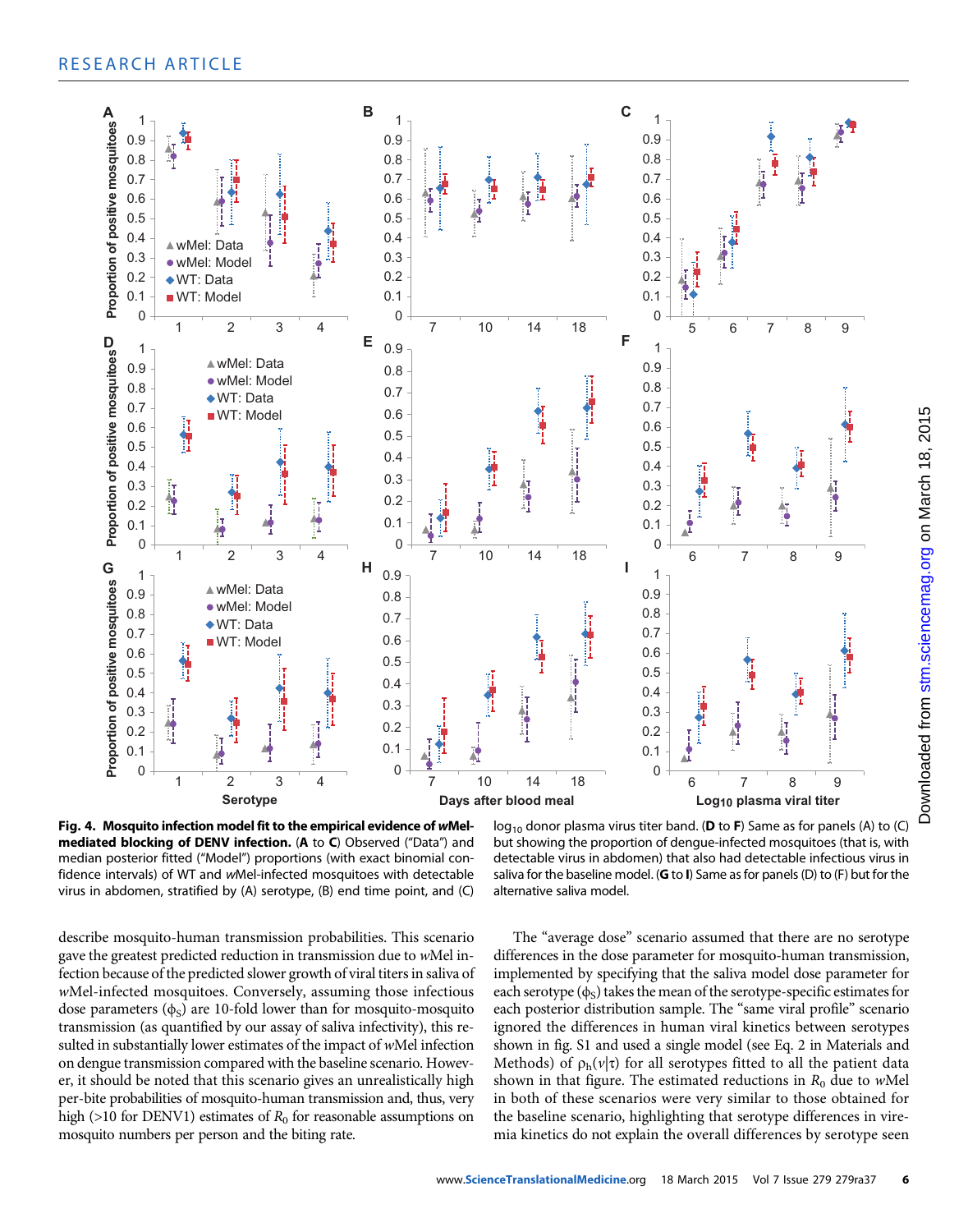**Fig. 4. Mosquito infection model fit to the empirical evidence of *w*Mel-mediated blocking of DENV infection.** (**A** to **C**) Observed ("Data") and median posterior fitted ("Model") proportions (with exact binomial confidence intervals) of WT and *w*Mel-infected mosquitoes with detectable virus in abdomen, stratified by (A) serotype, (B) end time point, and (C) $\log_{10}$ donor plasma virus titer band. (**D** to **F**) Same as for panels (A) to (C) but showing the proportion of dengue-infected mosquitoes (that is, with detectable virus in abdomen) that also had detectable infectious virus in saliva for the baseline model. (**G** to **I**) Same as for panels (D) to (F) but for the alternative saliva model.

describe mosquito-human transmission probabilities. This scenario gave the greatest predicted reduction in transmission due to *w*Mel infection because of the predicted slower growth of viral titers in saliva of *w*Mel-infected mosquitoes. Conversely, assuming those infectious dose parameters ($\phi_S$) are 10-fold lower than for mosquito-mosquito transmission (as quantified by our assay of saliva infectivity), this resulted in substantially lower estimates of the impact of *w*Mel infection on dengue transmission compared with the baseline scenario. However, it should be noted that this scenario gives an unrealistically high per-bite probabilities of mosquito-human transmission and, thus, very high (>10 for DENV1) estimates of $R_0$ for reasonable assumptions on mosquito numbers per person and the biting rate.

The "average dose" scenario assumed that there are no serotype differences in the dose parameter for mosquito-human transmission, implemented by specifying that the saliva model dose parameter for each serotype ($\phi_S$) takes the mean of the serotype-specific estimates for each posterior distribution sample. The "same viral profile" scenario ignored the differences in human viral kinetics between serotypes shown in fig. S1 and used a single model (see Eq. 2 in Materials and Methods) of $\rho_h(v|\tau)$ for all serotypes fitted to all the patient data shown in that figure. The estimated reductions in $R_0$ due to *w*Mel in both of these scenarios were very similar to those obtained for the baseline scenario, highlighting that serotype differences in viremia kinetics do not explain the overall differences by serotype seen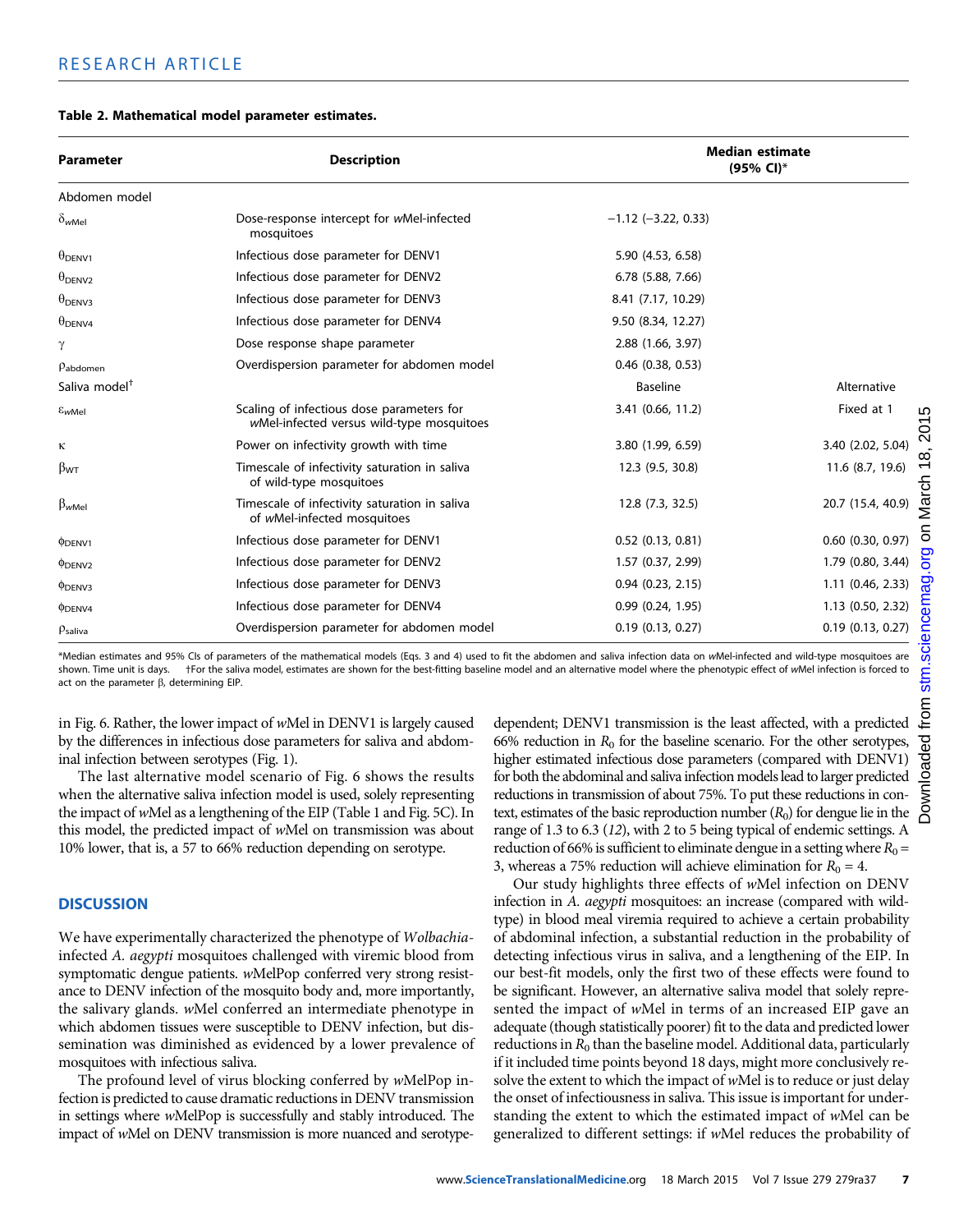**Table 2. Mathematical model parameter estimates.**

| Parameter | Description | Median estimate (95% CI)* | |
|---|---|---|---|
| Abdomen model | | | |
| $\delta_{wMel}$ | Dose-response intercept for *w*Mel-infected mosquitoes | −1.12 (−3.22, 0.33) | |
| $\theta_{DENV1}$ | Infectious dose parameter for DENV1 | 5.90 (4.53, 6.58) | |
| $\theta_{DENV2}$ | Infectious dose parameter for DENV2 | 6.78 (5.88, 7.66) | |
| $\theta_{DENV3}$ | Infectious dose parameter for DENV3 | 8.41 (7.17, 10.29) | |
| $\theta_{DENV4}$ | Infectious dose parameter for DENV4 | 9.50 (8.34, 12.27) | |
| $\gamma$ | Dose response shape parameter | 2.88 (1.66, 3.97) | |
| $\rho_{abdomen}$ | Overdispersion parameter for abdomen model | 0.46 (0.38, 0.53) | |
| Saliva model† | | Baseline | Alternative |
| $\varepsilon_{wMel}$ | Scaling of infectious dose parameters for *w*Mel-infected versus wild-type mosquitoes | 3.41 (0.66, 11.2) | Fixed at 1 |
| $\kappa$ | Power on infectivity growth with time | 3.80 (1.99, 6.59) | 3.40 (2.02, 5.04) |
| $\beta_{WT}$ | Timescale of infectivity saturation in saliva of wild-type mosquitoes | 12.3 (9.5, 30.8) | 11.6 (8.7, 19.6) |
| $\beta_{wMel}$ | Timescale of infectivity saturation in saliva of *w*Mel-infected mosquitoes | 12.8 (7.3, 32.5) | 20.7 (15.4, 40.9) |
| $\phi_{DENV1}$ | Infectious dose parameter for DENV1 | 0.52 (0.13, 0.81) | 0.60 (0.30, 0.97) |
| $\phi_{DENV2}$ | Infectious dose parameter for DENV2 | 1.57 (0.37, 2.99) | 1.79 (0.80, 3.44) |
| $\phi_{DENV3}$ | Infectious dose parameter for DENV3 | 0.94 (0.23, 2.15) | 1.11 (0.46, 2.33) |
| $\phi_{DENV4}$ | Infectious dose parameter for DENV4 | 0.99 (0.24, 1.95) | 1.13 (0.50, 2.32) |
| $\rho_{saliva}$ | Overdispersion parameter for abdomen model | 0.19 (0.13, 0.27) | 0.19 (0.13, 0.27) |

*Median estimates and 95% CIs of parameters of the mathematical models (Eqs. 3 and 4) used to fit the abdomen and saliva infection data on *w*Mel-infected and wild-type mosquitoes are shown. Time unit is days. †For the saliva model, estimates are shown for the best-fitting baseline model and an alternative model where the phenotypic effect of *w*Mel infection is forced to act on the parameter β, determining EIP.

in Fig. 6. Rather, the lower impact of *w*Mel in DENV1 is largely caused by the differences in infectious dose parameters for saliva and abdominal infection between serotypes (Fig. 1).

The last alternative model scenario of Fig. 6 shows the results when the alternative saliva infection model is used, solely representing the impact of *w*Mel as a lengthening of the EIP (Table 1 and Fig. 5C). In this model, the predicted impact of *w*Mel on transmission was about 10% lower, that is, a 57 to 66% reduction depending on serotype.

## DISCUSSION

We have experimentally characterized the phenotype of *Wolbachia*-infected *A. aegypti* mosquitoes challenged with viremic blood from symptomatic dengue patients. *w*MelPop conferred very strong resistance to DENV infection of the mosquito body and, more importantly, the salivary glands. *w*Mel conferred an intermediate phenotype in which abdomen tissues were susceptible to DENV infection, but dissemination was diminished as evidenced by a lower prevalence of mosquitoes with infectious saliva.

The profound level of virus blocking conferred by *w*MelPop infection is predicted to cause dramatic reductions in DENV transmission in settings where *w*MelPop is successfully and stably introduced. The impact of *w*Mel on DENV transmission is more nuanced and serotype-dependent; DENV1 transmission is the least affected, with a predicted 66% reduction in $R_0$ for the baseline scenario. For the other serotypes, higher estimated infectious dose parameters (compared with DENV1) for both the abdominal and saliva infection models lead to larger predicted reductions in transmission of about 75%. To put these reductions in context, estimates of the basic reproduction number ($R_0$) for dengue lie in the range of 1.3 to 6.3 (12), with 2 to 5 being typical of endemic settings. A reduction of 66% is sufficient to eliminate dengue in a setting where $R_0$ = 3, whereas a 75% reduction will achieve elimination for $R_0$ = 4.

Our study highlights three effects of *w*Mel infection on DENV infection in *A. aegypti* mosquitoes: an increase (compared with wild-type) in blood meal viremia required to achieve a certain probability of abdominal infection, a substantial reduction in the probability of detecting infectious virus in saliva, and a lengthening of the EIP. In our best-fit models, only the first two of these effects were found to be significant. However, an alternative saliva model that solely represented the impact of *w*Mel in terms of an increased EIP gave an adequate (though statistically poorer) fit to the data and predicted lower reductions in $R_0$ than the baseline model. Additional data, particularly if it included time points beyond 18 days, might more conclusively resolve the extent to which the impact of *w*Mel is to reduce or just delay the onset of infectiousness in saliva. This issue is important for understanding the extent to which the estimated impact of *w*Mel can be generalized to different settings: if *w*Mel reduces the probability of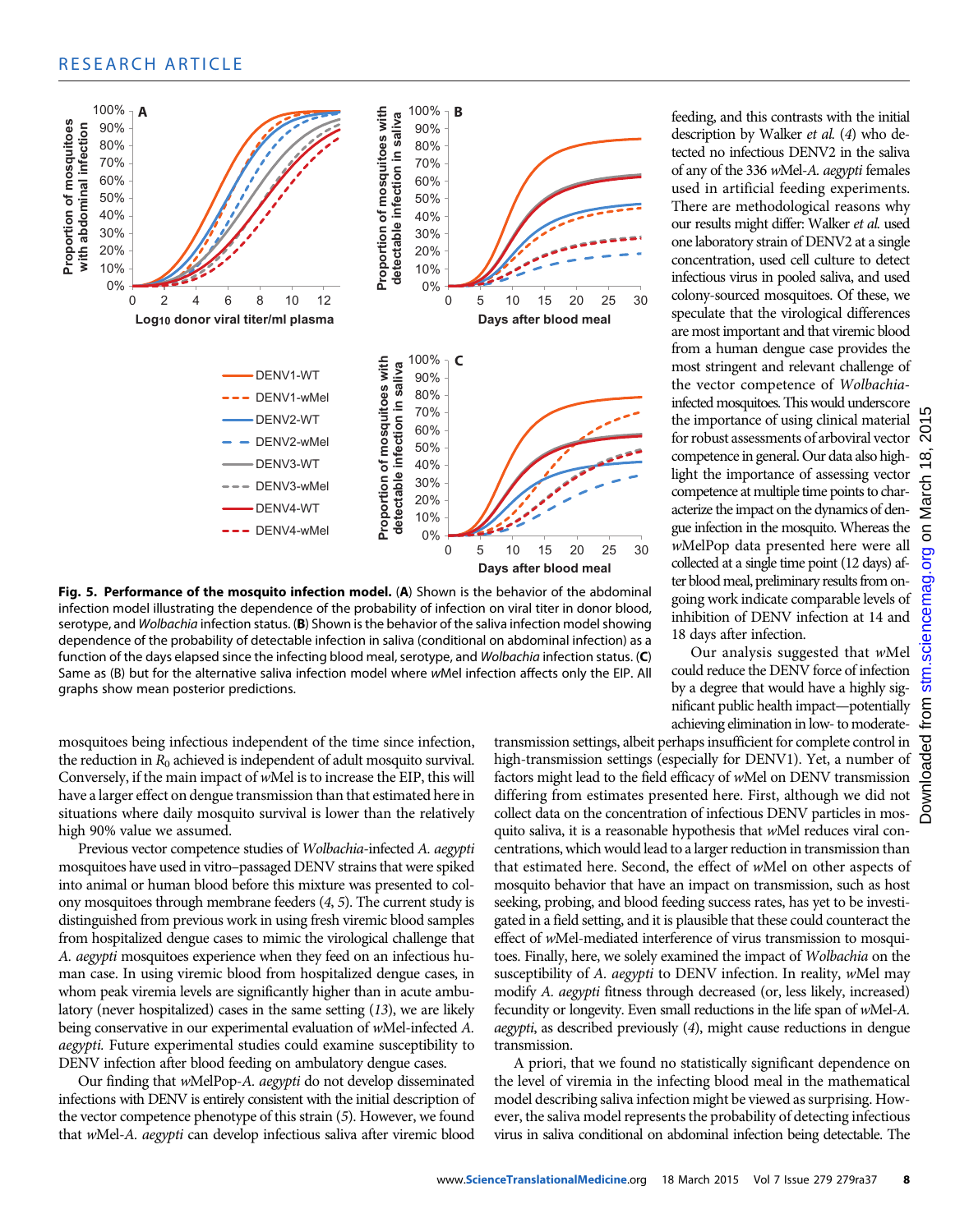**Fig. 5. Performance of the mosquito infection model.** (**A**) Shown is the behavior of the abdominal infection model illustrating the dependence of the probability of infection on viral titer in donor blood, serotype, and *Wolbachia* infection status. (**B**) Shown is the behavior of the saliva infection model showing dependence of the probability of detectable infection in saliva (conditional on abdominal infection) as a function of the days elapsed since the infecting blood meal, serotype, and *Wolbachia* infection status. (**C**) Same as (B) but for the alternative saliva infection model where *w*Mel infection affects only the EIP. All graphs show mean posterior predictions.

mosquitoes being infectious independent of the time since infection, the reduction in $R_0$ achieved is independent of adult mosquito survival. Conversely, if the main impact of *w*Mel is to increase the EIP, this will have a larger effect on dengue transmission than that estimated here in situations where daily mosquito survival is lower than the relatively high 90% value we assumed.

Previous vector competence studies of *Wolbachia*-infected *A. aegypti* mosquitoes have used in vitro–passaged DENV strains that were spiked into animal or human blood before this mixture was presented to colony mosquitoes through membrane feeders (4, 5). The current study is distinguished from previous work in using fresh viremic blood samples from hospitalized dengue cases to mimic the virological challenge that *A. aegypti* mosquitoes experience when they feed on an infectious human case. In using viremic blood from hospitalized dengue cases, in whom peak viremia levels are significantly higher than in acute ambulatory (never hospitalized) cases in the same setting (13), we are likely being conservative in our experimental evaluation of *w*Mel-infected *A. aegypti*. Future experimental studies could examine susceptibility to DENV infection after blood feeding on ambulatory dengue cases.

Our finding that *w*MelPop-*A. aegypti* do not develop disseminated infections with DENV is entirely consistent with the initial description of the vector competence phenotype of this strain (5). However, we found that *w*Mel-*A. aegypti* can develop infectious saliva after viremic blood feeding, and this contrasts with the initial description by Walker *et al.* (4) who detected no infectious DENV2 in the saliva of any of the 336 *w*Mel-*A. aegypti* females used in artificial feeding experiments. There are methodological reasons why our results might differ: Walker *et al.* used one laboratory strain of DENV2 at a single concentration, used cell culture to detect infectious virus in pooled saliva, and used colony-sourced mosquitoes. Of these, we speculate that the virological differences are most important and that viremic blood from a human dengue case provides the most stringent and relevant challenge of the vector competence of *Wolbachia*-infected mosquitoes. This would underscore the importance of using clinical material for robust assessments of arboviral vector competence in general. Our data also highlight the importance of assessing vector competence at multiple time points to characterize the impact on the dynamics of dengue infection in the mosquito. Whereas the *w*MelPop data presented here were all collected at a single time point (12 days) after blood meal, preliminary results from ongoing work indicate comparable levels of inhibition of DENV infection at 14 and 18 days after infection.

Our analysis suggested that *w*Mel could reduce the DENV force of infection by a degree that would have a highly significant public health impact—potentially achieving elimination in low- to moderate-transmission settings, albeit perhaps insufficient for complete control in high-transmission settings (especially for DENV1). Yet, a number of factors might lead to the field efficacy of *w*Mel on DENV transmission differing from estimates presented here. First, although we did not collect data on the concentration of infectious DENV particles in mosquito saliva, it is a reasonable hypothesis that *w*Mel reduces viral concentrations, which would lead to a larger reduction in transmission than that estimated here. Second, the effect of *w*Mel on other aspects of mosquito behavior that have an impact on transmission, such as host seeking, probing, and blood feeding success rates, has yet to be investigated in a field setting, and it is plausible that these could counteract the effect of *w*Mel-mediated interference of virus transmission to mosquitoes. Finally, here, we solely examined the impact of *Wolbachia* on the susceptibility of *A. aegypti* to DENV infection. In reality, *w*Mel may modify *A. aegypti* fitness through decreased (or, less likely, increased) fecundity or longevity. Even small reductions in the life span of *w*Mel-*A. aegypti*, as described previously (4), might cause reductions in dengue transmission.

A priori, that we found no statistically significant dependence on the level of viremia in the infecting blood meal in the mathematical model describing saliva infection might be viewed as surprising. However, the saliva model represents the probability of detecting infectious virus in saliva conditional on abdominal infection being detectable. The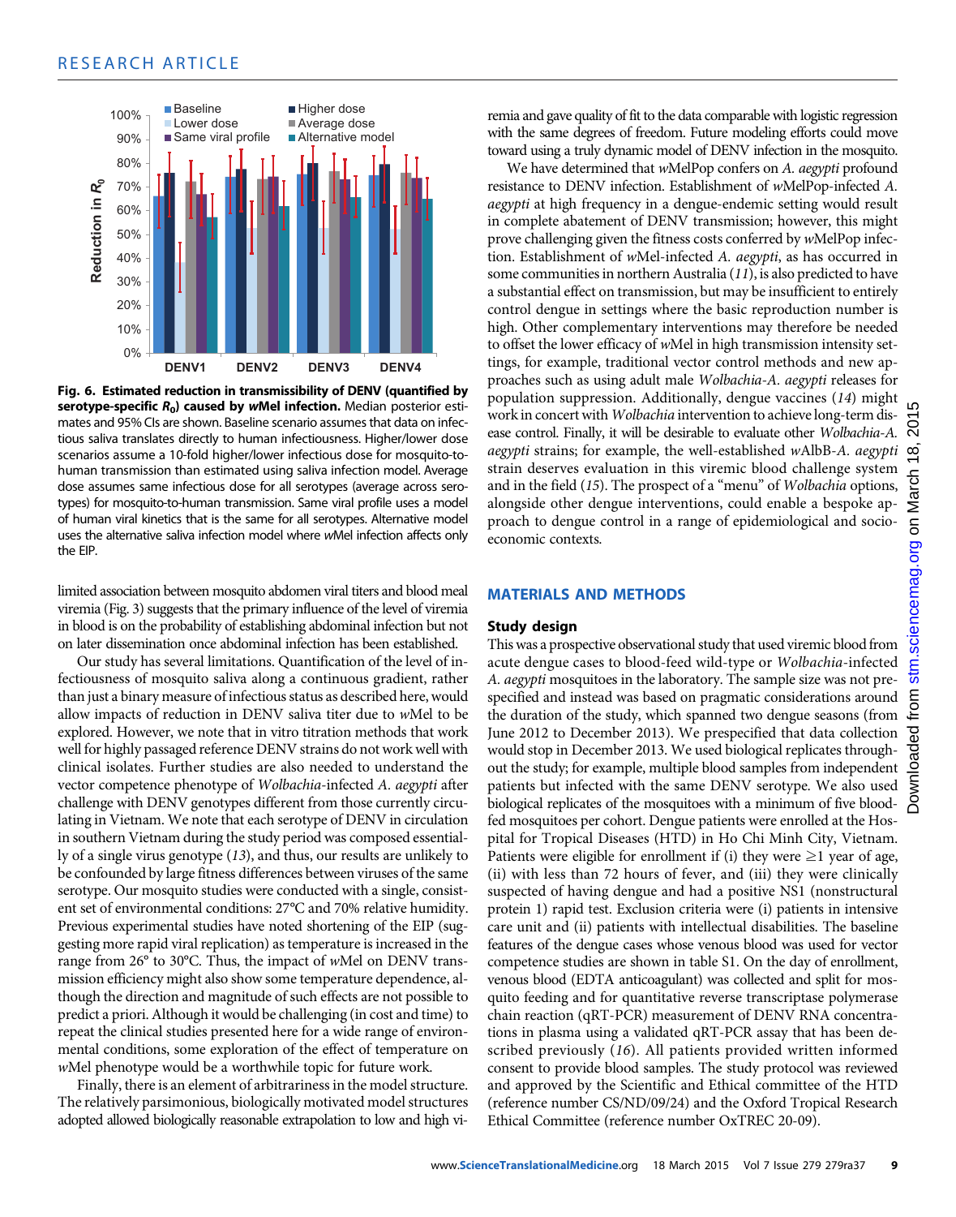Fig. 6. Estimated reduction in transmissibility of DENV (quantified by serotype-specific $R_0$) caused by *w*Mel infection. Median posterior estimates and 95% CIs are shown. Baseline scenario assumes that data on infectious saliva translates directly to human infectiousness. Higher/lower dose scenarios assume a 10-fold higher/lower infectious dose for mosquito-to-human transmission than estimated using saliva infection model. Average dose assumes same infectious dose for all serotypes (average across serotypes) for mosquito-to-human transmission. Same viral profile uses a model of human viral kinetics that is the same for all serotypes. Alternative model uses the alternative saliva infection model where *w*Mel infection affects only the EIP.

limited association between mosquito abdomen viral titers and blood meal viremia (Fig. 3) suggests that the primary influence of the level of viremia in blood is on the probability of establishing abdominal infection but not on later dissemination once abdominal infection has been established.

Our study has several limitations. Quantification of the level of infectiousness of mosquito saliva along a continuous gradient, rather than just a binary measure of infectious status as described here, would allow impacts of reduction in DENV saliva titer due to *w*Mel to be explored. However, we note that in vitro titration methods that work well for highly passaged reference DENV strains do not work well with clinical isolates. Further studies are also needed to understand the vector competence phenotype of *Wolbachia*-infected *A. aegypti* after challenge with DENV genotypes different from those currently circulating in Vietnam. We note that each serotype of DENV in circulation in southern Vietnam during the study period was composed essentially of a single virus genotype (13), and thus, our results are unlikely to be confounded by large fitness differences between viruses of the same serotype. Our mosquito studies were conducted with a single, consistent set of environmental conditions: 27°C and 70% relative humidity. Previous experimental studies have noted shortening of the EIP (suggesting more rapid viral replication) as temperature is increased in the range from 26° to 30°C. Thus, the impact of *w*Mel on DENV transmission efficiency might also show some temperature dependence, although the direction and magnitude of such effects are not possible to predict a priori. Although it would be challenging (in cost and time) to repeat the clinical studies presented here for a wide range of environmental conditions, some exploration of the effect of temperature on *w*Mel phenotype would be a worthwhile topic for future work.

Finally, there is an element of arbitrariness in the model structure. The relatively parsimonious, biologically motivated model structures adopted allowed biologically reasonable extrapolation to low and high viremia and gave quality of fit to the data comparable with logistic regression with the same degrees of freedom. Future modeling efforts could move toward using a truly dynamic model of DENV infection in the mosquito.

We have determined that *w*MelPop confers on *A. aegypti* profound resistance to DENV infection. Establishment of *w*MelPop-infected *A. aegypti* at high frequency in a dengue-endemic setting would result in complete abatement of DENV transmission; however, this might prove challenging given the fitness costs conferred by *w*MelPop infection. Establishment of *w*Mel-infected *A. aegypti*, as has occurred in some communities in northern Australia (11), is also predicted to have a substantial effect on transmission, but may be insufficient to entirely control dengue in settings where the basic reproduction number is high. Other complementary interventions may therefore be needed to offset the lower efficacy of *w*Mel in high transmission intensity settings, for example, traditional vector control methods and new approaches such as using adult male *Wolbachia*-*A. aegypti* releases for population suppression. Additionally, dengue vaccines (14) might work in concert with *Wolbachia* intervention to achieve long-term disease control. Finally, it will be desirable to evaluate other *Wolbachia*-*A. aegypti* strains; for example, the well-established *w*AlbB-*A. aegypti* strain deserves evaluation in this viremic blood challenge system and in the field (15). The prospect of a "menu" of *Wolbachia* options, alongside other dengue interventions, could enable a bespoke approach to dengue control in a range of epidemiological and socioeconomic contexts.

## MATERIALS AND METHODS

### Study design

This was a prospective observational study that used viremic blood from acute dengue cases to blood-feed wild-type or *Wolbachia*-infected *A. aegypti* mosquitoes in the laboratory. The sample size was not prespecified and instead was based on pragmatic considerations around the duration of the study, which spanned two dengue seasons (from June 2012 to December 2013). We prespecified that data collection would stop in December 2013. We used biological replicates throughout the study; for example, multiple blood samples from independent patients but infected with the same DENV serotype. We also used biological replicates of the mosquitoes with a minimum of five blood-fed mosquitoes per cohort. Dengue patients were enrolled at the Hospital for Tropical Diseases (HTD) in Ho Chi Minh City, Vietnam. Patients were eligible for enrollment if (i) they were ≥1 year of age, (ii) with less than 72 hours of fever, and (iii) they were clinically suspected of having dengue and had a positive NS1 (nonstructural protein 1) rapid test. Exclusion criteria were (i) patients in intensive care unit and (ii) patients with intellectual disabilities. The baseline features of the dengue cases whose venous blood was used for vector competence studies are shown in table S1. On the day of enrollment, venous blood (EDTA anticoagulant) was collected and split for mosquito feeding and for quantitative reverse transcriptase polymerase chain reaction (qRT-PCR) measurement of DENV RNA concentrations in plasma using a validated qRT-PCR assay that has been described previously (16). All patients provided written informed consent to provide blood samples. The study protocol was reviewed and approved by the Scientific and Ethical committee of the HTD (reference number CS/ND/09/24) and the Oxford Tropical Research Ethical Committee (reference number OxTREC 20-09).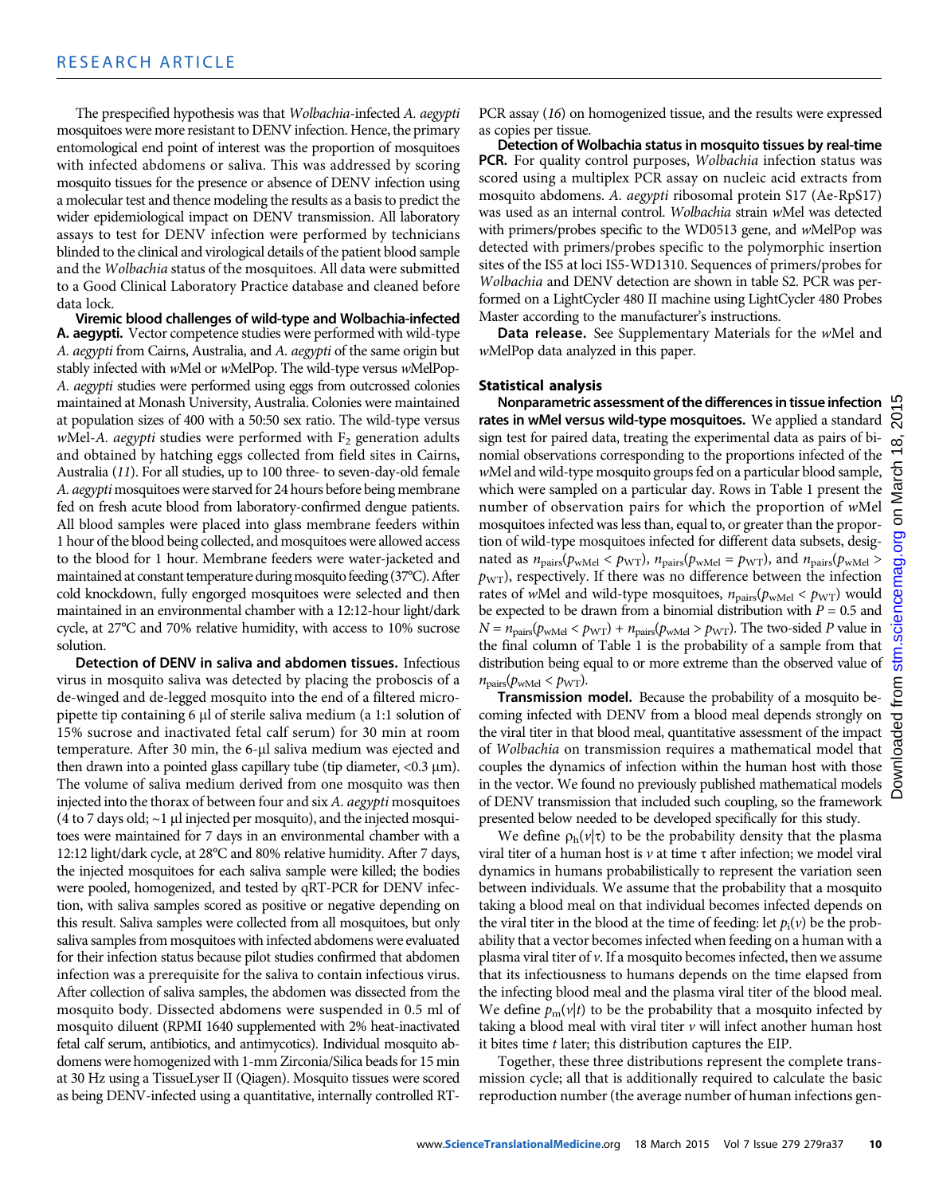The prespecified hypothesis was that *Wolbachia*-infected *A. aegypti* mosquitoes were more resistant to DENV infection. Hence, the primary entomological end point of interest was the proportion of mosquitoes with infected abdomens or saliva. This was addressed by scoring mosquito tissues for the presence or absence of DENV infection using a molecular test and thence modeling the results as a basis to predict the wider epidemiological impact on DENV transmission. All laboratory assays to test for DENV infection were performed by technicians blinded to the clinical and virological details of the patient blood sample and the *Wolbachia* status of the mosquitoes. All data were submitted to a Good Clinical Laboratory Practice database and cleaned before data lock.

**Viremic blood challenges of wild-type and Wolbachia-infected A. aegypti.** Vector competence studies were performed with wild-type *A. aegypti* from Cairns, Australia, and *A. aegypti* of the same origin but stably infected with *w*Mel or *w*MelPop. The wild-type versus *w*MelPop-*A. aegypti* studies were performed using eggs from outcrossed colonies maintained at Monash University, Australia. Colonies were maintained at population sizes of 400 with a 50:50 sex ratio. The wild-type versus *w*Mel-*A. aegypti* studies were performed with $F_2$ generation adults and obtained by hatching eggs collected from field sites in Cairns, Australia (11). For all studies, up to 100 three- to seven-day-old female *A. aegypti* mosquitoes were starved for 24 hours before being membrane fed on fresh acute blood from laboratory-confirmed dengue patients. All blood samples were placed into glass membrane feeders within 1 hour of the blood being collected, and mosquitoes were allowed access to the blood for 1 hour. Membrane feeders were water-jacketed and maintained at constant temperature during mosquito feeding (37°C). After cold knockdown, fully engorged mosquitoes were selected and then maintained in an environmental chamber with a 12:12-hour light/dark cycle, at 27°C and 70% relative humidity, with access to 10% sucrose solution.

**Detection of DENV in saliva and abdomen tissues.** Infectious virus in mosquito saliva was detected by placing the proboscis of a de-winged and de-legged mosquito into the end of a filtered micropipette tip containing 6 μl of sterile saliva medium (a 1:1 solution of 15% sucrose and inactivated fetal calf serum) for 30 min at room temperature. After 30 min, the 6-μl saliva medium was ejected and then drawn into a pointed glass capillary tube (tip diameter, <0.3 μm). The volume of saliva medium derived from one mosquito was then injected into the thorax of between four and six *A. aegypti* mosquitoes (4 to 7 days old; ~1 μl injected per mosquito), and the injected mosquitoes were maintained for 7 days in an environmental chamber with a 12:12 light/dark cycle, at 28°C and 80% relative humidity. After 7 days, the injected mosquitoes for each saliva sample were killed; the bodies were pooled, homogenized, and tested by qRT-PCR for DENV infection, with saliva samples scored as positive or negative depending on this result. Saliva samples were collected from all mosquitoes, but only saliva samples from mosquitoes with infected abdomens were evaluated for their infection status because pilot studies confirmed that abdomen infection was a prerequisite for the saliva to contain infectious virus. After collection of saliva samples, the abdomen was dissected from the mosquito body. Dissected abdomens were suspended in 0.5 ml of mosquito diluent (RPMI 1640 supplemented with 2% heat-inactivated fetal calf serum, antibiotics, and antimycotics). Individual mosquito abdomens were homogenized with 1-mm Zirconia/Silica beads for 15 min at 30 Hz using a TissueLyser II (Qiagen). Mosquito tissues were scored as being DENV-infected using a quantitative, internally controlled RT-PCR assay (16) on homogenized tissue, and the results were expressed as copies per tissue.

**Detection of Wolbachia status in mosquito tissues by real-time PCR.** For quality control purposes, *Wolbachia* infection status was scored using a multiplex PCR assay on nucleic acid extracts from mosquito abdomens. *A. aegypti* ribosomal protein S17 (Ae-RpS17) was used as an internal control. *Wolbachia* strain *w*Mel was detected with primers/probes specific to the WD0513 gene, and *w*MelPop was detected with primers/probes specific to the polymorphic insertion sites of the IS5 at loci IS5-WD1310. Sequences of primers/probes for *Wolbachia* and DENV detection are shown in table S2. PCR was performed on a LightCycler 480 II machine using LightCycler 480 Probes Master according to the manufacturer's instructions.

**Data release.** See Supplementary Materials for the *w*Mel and *w*MelPop data analyzed in this paper.

### Statistical analysis

**Nonparametric assessment of the differences in tissue infection rates in wMel versus wild-type mosquitoes.** We applied a standard sign test for paired data, treating the experimental data as pairs of binomial observations corresponding to the proportions infected of the *w*Mel and wild-type mosquito groups fed on a particular blood sample, which were sampled on a particular day. Rows in Table 1 present the number of observation pairs for which the proportion of *w*Mel mosquitoes infected was less than, equal to, or greater than the proportion of wild-type mosquitoes infected for different data subsets, designated as $n_{\text{pairs}}(p_{\text{wMel}} < p_{\text{WT}})$, $n_{\text{pairs}}(p_{\text{wMel}} = p_{\text{WT}})$, and $n_{\text{pairs}}(p_{\text{wMel}} > p_{\text{WT}})$, respectively. If there was no difference between the infection rates of *w*Mel and wild-type mosquitoes, $n_{\text{pairs}}(p_{\text{wMel}} < p_{\text{WT}})$ would be expected to be drawn from a binomial distribution with $P = 0.5$ and $N = n_{\text{pairs}}(p_{\text{wMel}} < p_{\text{WT}}) + n_{\text{pairs}}(p_{\text{wMel}} > p_{\text{WT}})$. The two-sided $P$ value in the final column of Table 1 is the probability of a sample from that distribution being equal to or more extreme than the observed value of $n_{\text{pairs}}(p_{\text{wMel}} < p_{\text{WT}})$.

**Transmission model.** Because the probability of a mosquito becoming infected with DENV from a blood meal depends strongly on the viral titer in that blood meal, quantitative assessment of the impact of *Wolbachia* on transmission requires a mathematical model that couples the dynamics of infection within the human host with those in the vector. We found no previously published mathematical models of DENV transmission that included such coupling, so the framework presented below needed to be developed specifically for this study.

We define $\rho_h(v|\tau)$ to be the probability density that the plasma viral titer of a human host is $v$ at time $\tau$ after infection; we model viral dynamics in humans probabilistically to represent the variation seen between individuals. We assume that the probability that a mosquito taking a blood meal on that individual becomes infected depends on the viral titer in the blood at the time of feeding: let $p_i(v)$ be the probability that a vector becomes infected when feeding on a human with a plasma viral titer of $v$. If a mosquito becomes infected, then we assume that its infectiousness to humans depends on the time elapsed from the infecting blood meal and the plasma viral titer of the blood meal. We define $p_m(v|t)$ to be the probability that a mosquito infected by taking a blood meal with viral titer $v$ will infect another human host it bites time $t$ later; this distribution captures the EIP.

Together, these three distributions represent the complete transmission cycle; all that is additionally required to calculate the basic reproduction number (the average number of human infections gen-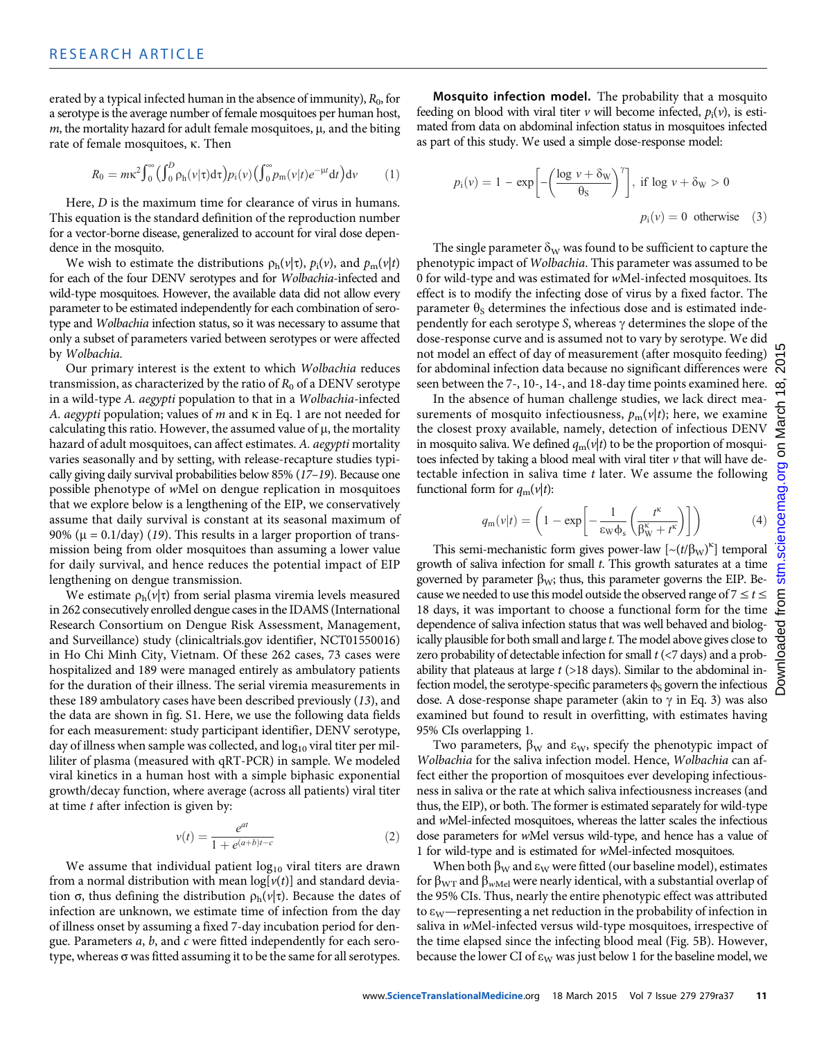erated by a typical infected human in the absence of immunity), $R_0$, for a serotype is the average number of female mosquitoes per human host, $m$, the mortality hazard for adult female mosquitoes, μ, and the biting rate of female mosquitoes, κ. Then

$$R_0 = m\kappa^2 \int_0^\infty \left(\int_0^D \rho_h(v|\tau)\mathrm{d}\tau\right) p_i(v) \left(\int_0^\infty p_m(v|t) e^{-\mu t}\mathrm{d}t\right)\mathrm{d}v \qquad (1)$$

Here, $D$ is the maximum time for clearance of virus in humans. This equation is the standard definition of the reproduction number for a vector-borne disease, generalized to account for viral dose dependence in the mosquito.

We wish to estimate the distributions $\rho_h(v|\tau)$, $p_i(v)$, and $p_m(v|t)$ for each of the four DENV serotypes and for *Wolbachia*-infected and wild-type mosquitoes. However, the available data did not allow every parameter to be estimated independently for each combination of serotype and *Wolbachia* infection status, so it was necessary to assume that only a subset of parameters varied between serotypes or were affected by *Wolbachia*.

Our primary interest is the extent to which *Wolbachia* reduces transmission, as characterized by the ratio of $R_0$ of a DENV serotype in a wild-type *A. aegypti* population to that in a *Wolbachia*-infected *A. aegypti* population; values of $m$ and κ in Eq. 1 are not needed for calculating this ratio. However, the assumed value of μ, the mortality hazard of adult mosquitoes, can affect estimates. *A. aegypti* mortality varies seasonally and by setting, with release-recapture studies typically giving daily survival probabilities below 85% (*17*–*19*). Because one possible phenotype of *w*Mel on dengue replication in mosquitoes that we explore below is a lengthening of the EIP, we conservatively assume that daily survival is constant at its seasonal maximum of 90% (μ = 0.1/day) (*19*). This results in a larger proportion of transmission being from older mosquitoes than assuming a lower value for daily survival, and hence reduces the potential impact of EIP lengthening on dengue transmission.

We estimate $\rho_h(v|\tau)$ from serial plasma viremia levels measured in 262 consecutively enrolled dengue cases in the IDAMS (International Research Consortium on Dengue Risk Assessment, Management, and Surveillance) study (clinicaltrials.gov identifier, NCT01550016) in Ho Chi Minh City, Vietnam. Of these 262 cases, 73 cases were hospitalized and 189 were managed entirely as ambulatory patients for the duration of their illness. The serial viremia measurements in these 189 ambulatory cases have been described previously (*13*), and the data are shown in fig. S1. Here, we use the following data fields for each measurement: study participant identifier, DENV serotype, day of illness when sample was collected, and $\log_{10}$ viral titer per milliliter of plasma (measured with qRT-PCR) in sample. We modeled viral kinetics in a human host with a simple biphasic exponential growth/decay function, where average (across all patients) viral titer at time $t$ after infection is given by:

$$v(t) = \frac{e^{at}}{1 + e^{(a+b)t-c}} \qquad (2)$$

We assume that individual patient $\log_{10}$ viral titers are drawn from a normal distribution with mean $\log[v(t)]$ and standard deviation σ, thus defining the distribution $\rho_h(v|\tau)$. Because the dates of infection are unknown, we estimate time of infection from the day of illness onset by assuming a fixed 7-day incubation period for dengue. Parameters $a$, $b$, and $c$ were fitted independently for each serotype, whereas σ was fitted assuming it to be the same for all serotypes.

**Mosquito infection model.** The probability that a mosquito feeding on blood with viral titer $v$ will become infected, $p_i(v)$, is estimated from data on abdominal infection status in mosquitoes infected as part of this study. We used a simple dose-response model:

$$p_i(v) = 1 - \exp\left[-\left(\frac{\log v + \delta_W}{\theta_S}\right)^\gamma\right],\ \text{if } \log v + \delta_W > 0$$

$$p_i(v) = 0 \ \text{ otherwise} \qquad (3)$$

The single parameter $\delta_W$ was found to be sufficient to capture the phenotypic impact of *Wolbachia*. This parameter was assumed to be 0 for wild-type and was estimated for *w*Mel-infected mosquitoes. Its effect is to modify the infecting dose of virus by a fixed factor. The parameter $\theta_S$ determines the infectious dose and is estimated independently for each serotype $S$, whereas γ determines the slope of the dose-response curve and is assumed not to vary by serotype. We did not model an effect of day of measurement (after mosquito feeding) for abdominal infection data because no significant differences were seen between the 7-, 10-, 14-, and 18-day time points examined here.

In the absence of human challenge studies, we lack direct measurements of mosquito infectiousness, $p_m(v|t)$; here, we examine the closest proxy available, namely, detection of infectious DENV in mosquito saliva. We defined $q_m(v|t)$ to be the proportion of mosquitoes infected by taking a blood meal with viral titer $v$ that will have detectable infection in saliva time $t$ later. We assume the following functional form for $q_m(v|t)$:

$$q_m(v|t) = \left(1 - \exp\left[-\frac{1}{\varepsilon_W \phi_s}\left(\frac{t^\kappa}{\beta_W^\kappa + t^\kappa}\right)\right]\right) \qquad (4)$$

This semi-mechanistic form gives power-law [$\sim(t/\beta_W)^\kappa$] temporal growth of saliva infection for small $t$. This growth saturates at a time governed by parameter $\beta_W$; thus, this parameter governs the EIP. Because we needed to use this model outside the observed range of $7 \le t \le 18$ days, it was important to choose a functional form for the time dependence of saliva infection status that was well behaved and biologically plausible for both small and large $t$. The model above gives close to zero probability of detectable infection for small $t$ (<7 days) and a probability that plateaus at large $t$ (>18 days). Similar to the abdominal infection model, the serotype-specific parameters $\phi_S$ govern the infectious dose. A dose-response shape parameter (akin to γ in Eq. 3) was also examined but found to result in overfitting, with estimates having 95% CIs overlapping 1.

Two parameters, $\beta_W$ and $\varepsilon_W$, specify the phenotypic impact of *Wolbachia* for the saliva infection model. Hence, *Wolbachia* can affect either the proportion of mosquitoes ever developing infectiousness in saliva or the rate at which saliva infectiousness increases (and thus, the EIP), or both. The former is estimated separately for wild-type and *w*Mel-infected mosquitoes, whereas the latter scales the infectious dose parameters for *w*Mel versus wild-type, and hence has a value of 1 for wild-type and is estimated for *w*Mel-infected mosquitoes.

When both $\beta_W$ and $\varepsilon_W$ were fitted (our baseline model), estimates for $\beta_{WT}$ and $\beta_{wMel}$ were nearly identical, with a substantial overlap of the 95% CIs. Thus, nearly the entire phenotypic effect was attributed to $\varepsilon_W$—representing a net reduction in the probability of infection in saliva in *w*Mel-infected versus wild-type mosquitoes, irrespective of the time elapsed since the infecting blood meal (Fig. 5B). However, because the lower CI of $\varepsilon_W$ was just below 1 for the baseline model, we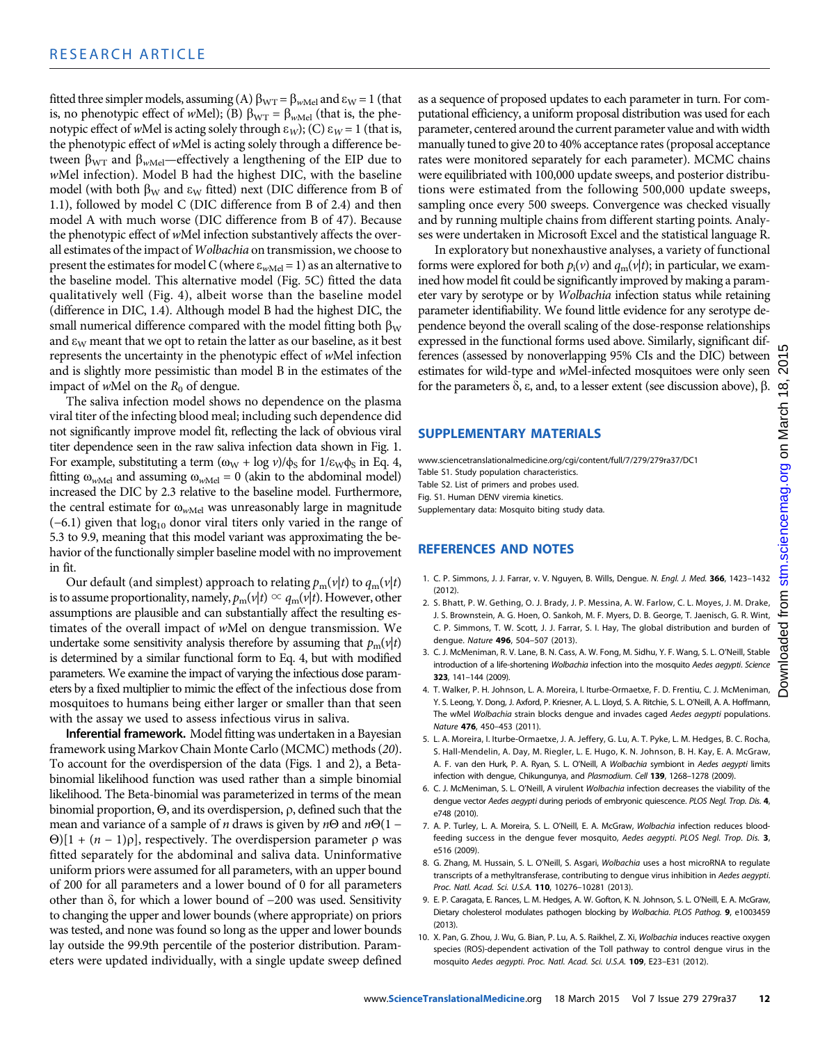fitted three simpler models, assuming (A) $\beta_{WT} = \beta_{wMel}$ and $\varepsilon_W = 1$ (that is, no phenotypic effect of *w*Mel); (B) $\beta_{WT} = \beta_{wMel}$ (that is, the phenotypic effect of *w*Mel is acting solely through $\varepsilon_W$); (C) $\varepsilon_W = 1$ (that is, the phenotypic effect of *w*Mel is acting solely through a difference between $\beta_{WT}$ and $\beta_{wMel}$—effectively a lengthening of the EIP due to *w*Mel infection). Model B had the highest DIC, with the baseline model (with both $\beta_W$ and $\varepsilon_W$ fitted) next (DIC difference from B of 1.1), followed by model C (DIC difference from B of 2.4) and then model A with much worse (DIC difference from B of 47). Because the phenotypic effect of *w*Mel infection substantively affects the overall estimates of the impact of *Wolbachia* on transmission, we choose to present the estimates for model C (where $\varepsilon_{wMel} = 1$) as an alternative to the baseline model. This alternative model (Fig. 5C) fitted the data qualitatively well (Fig. 4), albeit worse than the baseline model (difference in DIC, 1.4). Although model B had the highest DIC, the small numerical difference compared with the model fitting both $\beta_W$ and $\varepsilon_W$ meant that we opt to retain the latter as our baseline, as it best represents the uncertainty in the phenotypic effect of *w*Mel infection and is slightly more pessimistic than model B in the estimates of the impact of *w*Mel on the $R_0$ of dengue.

The saliva infection model shows no dependence on the plasma viral titer of the infecting blood meal; including such dependence did not significantly improve model fit, reflecting the lack of obvious viral titer dependence seen in the raw saliva infection data shown in Fig. 1. For example, substituting a term $(\omega_W + \log v)/\phi_S$ for $1/\varepsilon_W\phi_S$ in Eq. 4, fitting $\omega_{wMel}$ and assuming $\omega_{wMel} = 0$ (akin to the abdominal model) increased the DIC by 2.3 relative to the baseline model. Furthermore, the central estimate for $\omega_{wMel}$ was unreasonably large in magnitude (−6.1) given that $\log_{10}$ donor viral titers only varied in the range of 5.3 to 9.9, meaning that this model variant was approximating the behavior of the functionally simpler baseline model with no improvement in fit.

Our default (and simplest) approach to relating $p_m(v|t)$ to $q_m(v|t)$ is to assume proportionality, namely, $p_m(v|t) \propto q_m(v|t)$. However, other assumptions are plausible and can substantially affect the resulting estimates of the overall impact of *w*Mel on dengue transmission. We undertake some sensitivity analysis therefore by assuming that $p_m(v|t)$ is determined by a similar functional form to Eq. 4, but with modified parameters. We examine the impact of varying the infectious dose parameters by a fixed multiplier to mimic the effect of the infectious dose from mosquitoes to humans being either larger or smaller than that seen with the assay we used to assess infectious virus in saliva.

**Inferential framework.** Model fitting was undertaken in a Bayesian framework using Markov Chain Monte Carlo (MCMC) methods (*20*). To account for the overdispersion of the data (Figs. 1 and 2), a Beta-binomial likelihood function was used rather than a simple binomial likelihood. The Beta-binomial was parameterized in terms of the mean binomial proportion, $\Theta$, and its overdispersion, $\rho$, defined such that the mean and variance of a sample of $n$ draws is given by $n\Theta$ and $n\Theta(1 - \Theta)[1 + (n - 1)\rho]$, respectively. The overdispersion parameter $\rho$ was fitted separately for the abdominal and saliva data. Uninformative uniform priors were assumed for all parameters, with an upper bound of 200 for all parameters and a lower bound of 0 for all parameters other than $\delta$, for which a lower bound of −200 was used. Sensitivity to changing the upper and lower bounds (where appropriate) on priors was tested, and none was found so long as the upper and lower bounds lay outside the 99.9th percentile of the posterior distribution. Parameters were updated individually, with a single update sweep defined as a sequence of proposed updates to each parameter in turn. For computational efficiency, a uniform proposal distribution was used for each parameter, centered around the current parameter value and with width manually tuned to give 20 to 40% acceptance rates (proposal acceptance rates were monitored separately for each parameter). MCMC chains were equilibriated with 100,000 update sweeps, and posterior distributions were estimated from the following 500,000 update sweeps, sampling once every 500 sweeps. Convergence was checked visually and by running multiple chains from different starting points. Analyses were undertaken in Microsoft Excel and the statistical language R.

In exploratory but nonexhaustive analyses, a variety of functional forms were explored for both $p_i(v)$ and $q_m(v|t)$; in particular, we examined how model fit could be significantly improved by making a parameter vary by serotype or by *Wolbachia* infection status while retaining parameter identifiability. We found little evidence for any serotype dependence beyond the overall scaling of the dose-response relationships expressed in the functional forms used above. Similarly, significant differences (assessed by nonoverlapping 95% CIs and the DIC) between estimates for wild-type and *w*Mel-infected mosquitoes were only seen for the parameters $\delta$, $\varepsilon$, and, to a lesser extent (see discussion above), $\beta$.

## SUPPLEMENTARY MATERIALS

www.sciencetranslationalmedicine.org/cgi/content/full/7/279/279ra37/DC1
Table S1. Study population characteristics.
Table S2. List of primers and probes used.
Fig. S1. Human DENV viremia kinetics.
Supplementary data: Mosquito biting study data.

## REFERENCES AND NOTES

1. C. P. Simmons, J. J. Farrar, v. V. Nguyen, B. Wills, Dengue. *N. Engl. J. Med.* **366**, 1423–1432 (2012).
2. S. Bhatt, P. W. Gething, O. J. Brady, J. P. Messina, A. W. Farlow, C. L. Moyes, J. M. Drake, J. S. Brownstein, A. G. Hoen, O. Sankoh, M. F. Myers, D. B. George, T. Jaenisch, G. R. Wint, C. P. Simmons, T. W. Scott, J. J. Farrar, S. I. Hay, The global distribution and burden of dengue. *Nature* **496**, 504–507 (2013).
3. C. J. McMeniman, R. V. Lane, B. N. Cass, A. W. Fong, M. Sidhu, Y. F. Wang, S. L. O'Neill, Stable introduction of a life-shortening *Wolbachia* infection into the mosquito *Aedes aegypti*. *Science* **323**, 141–144 (2009).
4. T. Walker, P. H. Johnson, L. A. Moreira, I. Iturbe-Ormaetxe, F. D. Frentiu, C. J. McMeniman, Y. S. Leong, Y. Dong, J. Axford, P. Kriesner, A. L. Lloyd, S. A. Ritchie, S. L. O'Neill, A. A. Hoffmann, The wMel *Wolbachia* strain blocks dengue and invades caged *Aedes aegypti* populations. *Nature* **476**, 450–453 (2011).
5. L. A. Moreira, I. Iturbe-Ormaetxe, J. A. Jeffery, G. Lu, A. T. Pyke, L. M. Hedges, B. C. Rocha, S. Hall-Mendelin, A. Day, M. Riegler, L. E. Hugo, K. N. Johnson, B. H. Kay, E. A. McGraw, A. F. van den Hurk, P. A. Ryan, S. L. O'Neill, A *Wolbachia* symbiont in *Aedes aegypti* limits infection with dengue, Chikungunya, and *Plasmodium*. *Cell* **139**, 1268–1278 (2009).
6. C. J. McMeniman, S. L. O'Neill, A virulent *Wolbachia* infection decreases the viability of the dengue vector *Aedes aegypti* during periods of embryonic quiescence. *PLOS Negl. Trop. Dis.* **4**, e748 (2010).
7. A. P. Turley, L. A. Moreira, S. L. O'Neill, E. A. McGraw, *Wolbachia* infection reduces blood-feeding success in the dengue fever mosquito, *Aedes aegypti*. *PLOS Negl. Trop. Dis.* **3**, e516 (2009).
8. G. Zhang, M. Hussain, S. L. O'Neill, S. Asgari, *Wolbachia* uses a host microRNA to regulate transcripts of a methyltransferase, contributing to dengue virus inhibition in *Aedes aegypti*. *Proc. Natl. Acad. Sci. U.S.A.* **110**, 10276–10281 (2013).
9. E. P. Caragata, E. Rances, L. M. Hedges, A. W. Gofton, K. N. Johnson, S. L. O'Neill, E. A. McGraw, Dietary cholesterol modulates pathogen blocking by *Wolbachia*. *PLOS Pathog.* **9**, e1003459 (2013).
10. X. Pan, G. Zhou, J. Wu, G. Bian, P. Lu, A. S. Raikhel, Z. Xi, *Wolbachia* induces reactive oxygen species (ROS)-dependent activation of the Toll pathway to control dengue virus in the mosquito *Aedes aegypti*. *Proc. Natl. Acad. Sci. U.S.A.* **109**, E23–E31 (2012).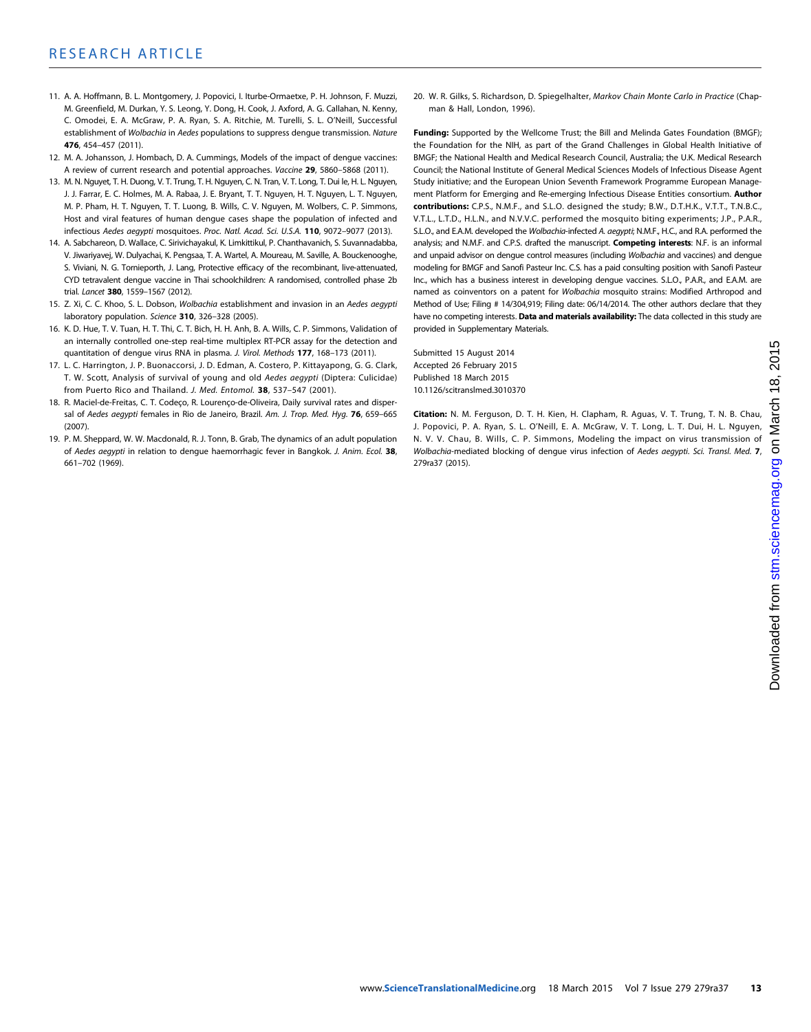11. A. A. Hoffmann, B. L. Montgomery, J. Popovici, I. Iturbe-Ormaetxe, P. H. Johnson, F. Muzzi, M. Greenfield, M. Durkan, Y. S. Leong, Y. Dong, H. Cook, J. Axford, A. G. Callahan, N. Kenny, C. Omodei, E. A. McGraw, P. A. Ryan, S. A. Ritchie, M. Turelli, S. L. O'Neill, Successful establishment of *Wolbachia* in *Aedes* populations to suppress dengue transmission. *Nature* **476**, 454–457 (2011).
12. M. A. Johansson, J. Hombach, D. A. Cummings, Models of the impact of dengue vaccines: A review of current research and potential approaches. *Vaccine* **29**, 5860–5868 (2011).
13. M. N. Nguyet, T. H. Duong, V. T. Trung, T. H. Nguyen, C. N. Tran, V. T. Long, T. Dui le, H. L. Nguyen, J. J. Farrar, E. C. Holmes, M. A. Rabaa, J. E. Bryant, T. T. Nguyen, H. T. Nguyen, L. T. Nguyen, M. P. Pham, H. T. Nguyen, T. T. Luong, B. Wills, C. V. Nguyen, M. Wolbers, C. P. Simmons, Host and viral features of human dengue cases shape the population of infected and infectious *Aedes aegypti* mosquitoes. *Proc. Natl. Acad. Sci. U.S.A.* **110**, 9072–9077 (2013).
14. A. Sabchareon, D. Wallace, C. Sirivichayakul, K. Limkittikul, P. Chanthavanich, S. Suvannadabba, V. Jiwariyavej, W. Dulyachai, K. Pengsaa, T. A. Wartel, A. Moureau, M. Saville, A. Bouckenooghe, S. Viviani, N. G. Tornieporth, J. Lang, Protective efficacy of the recombinant, live-attenuated, CYD tetravalent dengue vaccine in Thai schoolchildren: A randomised, controlled phase 2b trial. *Lancet* **380**, 1559–1567 (2012).
15. Z. Xi, C. C. Khoo, S. L. Dobson, *Wolbachia* establishment and invasion in an *Aedes aegypti* laboratory population. *Science* **310**, 326–328 (2005).
16. K. D. Hue, T. V. Tuan, H. T. Thi, C. T. Bich, H. H. Anh, B. A. Wills, C. P. Simmons, Validation of an internally controlled one-step real-time multiplex RT-PCR assay for the detection and quantitation of dengue virus RNA in plasma. *J. Virol. Methods* **177**, 168–173 (2011).
17. L. C. Harrington, J. P. Buonaccorsi, J. D. Edman, A. Costero, P. Kittayapong, G. G. Clark, T. W. Scott, Analysis of survival of young and old *Aedes aegypti* (Diptera: Culicidae) from Puerto Rico and Thailand. *J. Med. Entomol.* **38**, 537–547 (2001).
18. R. Maciel-de-Freitas, C. T. Codeço, R. Lourenço-de-Oliveira, Daily survival rates and dispersal of *Aedes aegypti* females in Rio de Janeiro, Brazil. *Am. J. Trop. Med. Hyg.* **76**, 659–665 (2007).
19. P. M. Sheppard, W. W. Macdonald, R. J. Tonn, B. Grab, The dynamics of an adult population of *Aedes aegypti* in relation to dengue haemorrhagic fever in Bangkok. *J. Anim. Ecol.* **38**, 661–702 (1969).
20. W. R. Gilks, S. Richardson, D. Spiegelhalter, *Markov Chain Monte Carlo in Practice* (Chapman & Hall, London, 1996).

**Funding:** Supported by the Wellcome Trust; the Bill and Melinda Gates Foundation (BMGF); the Foundation for the NIH, as part of the Grand Challenges in Global Health Initiative of BMGF; the National Health and Medical Research Council, Australia; the U.K. Medical Research Council; the National Institute of General Medical Sciences Models of Infectious Disease Agent Study initiative; and the European Union Seventh Framework Programme European Management Platform for Emerging and Re-emerging Infectious Disease Entities consortium. **Author contributions:** C.P.S., N.M.F., and S.L.O. designed the study; B.W., D.T.H.K., V.T.T., T.N.B.C., V.T.L., L.T.D., H.L.N., and N.V.V.C. performed the mosquito biting experiments; J.P., P.A.R., S.L.O., and E.A.M. developed the *Wolbachia*-infected *A. aegypti*; N.M.F., H.C., and R.A. performed the analysis; and N.M.F. and C.P.S. drafted the manuscript. **Competing interests**: N.F. is an informal and unpaid advisor on dengue control measures (including *Wolbachia* and vaccines) and dengue modeling for BMGF and Sanofi Pasteur Inc. C.S. has a paid consulting position with Sanofi Pasteur Inc., which has a business interest in developing dengue vaccines. S.L.O., P.A.R., and E.A.M. are named as coinventors on a patent for *Wolbachia* mosquito strains: Modified Arthropod and Method of Use; Filing # 14/304,919; Filing date: 06/14/2014. The other authors declare that they have no competing interests. **Data and materials availability:** The data collected in this study are provided in Supplementary Materials.

Submitted 15 August 2014
Accepted 26 February 2015
Published 18 March 2015
10.1126/scitranslmed.3010370

**Citation:** N. M. Ferguson, D. T. H. Kien, H. Clapham, R. Aguas, V. T. Trung, T. N. B. Chau, J. Popovici, P. A. Ryan, S. L. O'Neill, E. A. McGraw, V. T. Long, L. T. Dui, H. L. Nguyen, N. V. V. Chau, B. Wills, C. P. Simmons, Modeling the impact on virus transmission of *Wolbachia*-mediated blocking of dengue virus infection of *Aedes aegypti*. *Sci. Transl. Med.* **7**, 279ra37 (2015).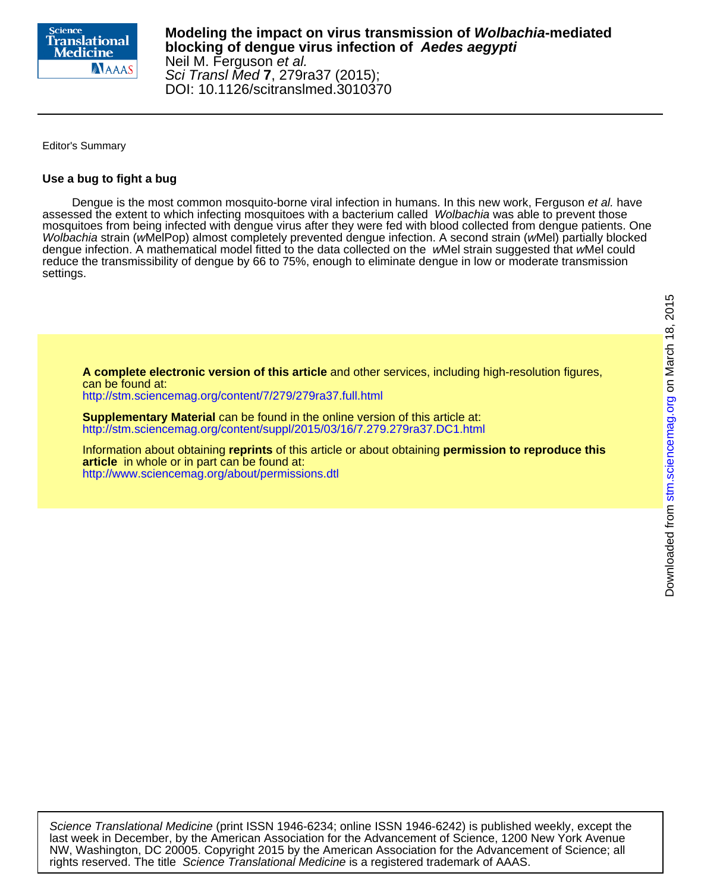**Modeling the impact on virus transmission of *Wolbachia*-mediated blocking of dengue virus infection of *Aedes aegypti***

Neil M. Ferguson *et al.*

*Sci Transl Med* **7**, 279ra37 (2015);

DOI: 10.1126/scitranslmed.3010370

Editor's Summary

### Use a bug to fight a bug

Dengue is the most common mosquito-borne viral infection in humans. In this new work, Ferguson *et al.* have assessed the extent to which infecting mosquitoes with a bacterium called *Wolbachia* was able to prevent those mosquitoes from being infected with dengue virus after they were fed with blood collected from dengue patients. One *Wolbachia* strain (*w*MelPop) almost completely prevented dengue infection. A second strain (*w*Mel) partially blocked dengue infection. A mathematical model fitted to the data collected on the *w*Mel strain suggested that *w*Mel could reduce the transmissibility of dengue by 66 to 75%, enough to eliminate dengue in low or moderate transmission settings.

**A complete electronic version of this article** and other services, including high-resolution figures, can be found at:
http://stm.sciencemag.org/content/7/279/279ra37.full.html

**Supplementary Material** can be found in the online version of this article at:
http://stm.sciencemag.org/content/suppl/2015/03/16/7.279.279ra37.DC1.html

Information about obtaining **reprints** of this article or about obtaining **permission to reproduce this article** in whole or in part can be found at:
http://www.sciencemag.org/about/permissions.dtl

*Science Translational Medicine* (print ISSN 1946-6234; online ISSN 1946-6242) is published weekly, except the last week in December, by the American Association for the Advancement of Science, 1200 New York Avenue NW, Washington, DC 20005. Copyright 2015 by the American Association for the Advancement of Science; all rights reserved. The title *Science Translational Medicine* is a registered trademark of AAAS.